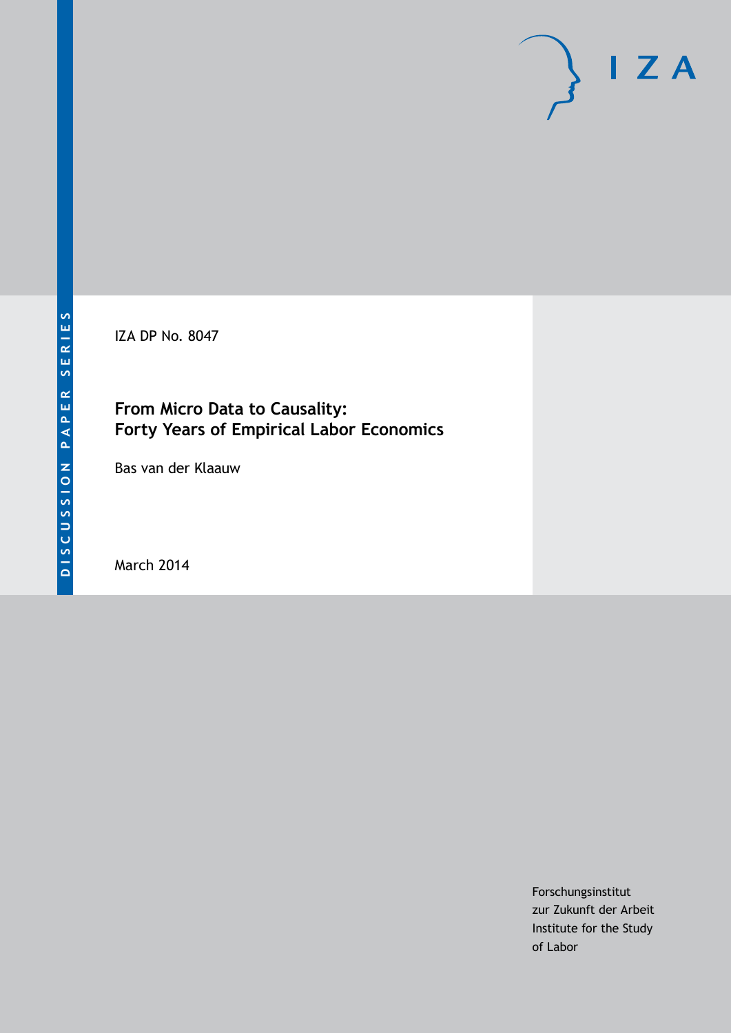DISCUSSION PAPER SERIES

IZA DP No. 8047

# From Micro Data to Causality: Forty Years of Empirical Labor Economics

Bas van der Klaauw

March 2014

Forschungsinstitut
zur Zukunft der Arbeit
Institute for the Study
of Labor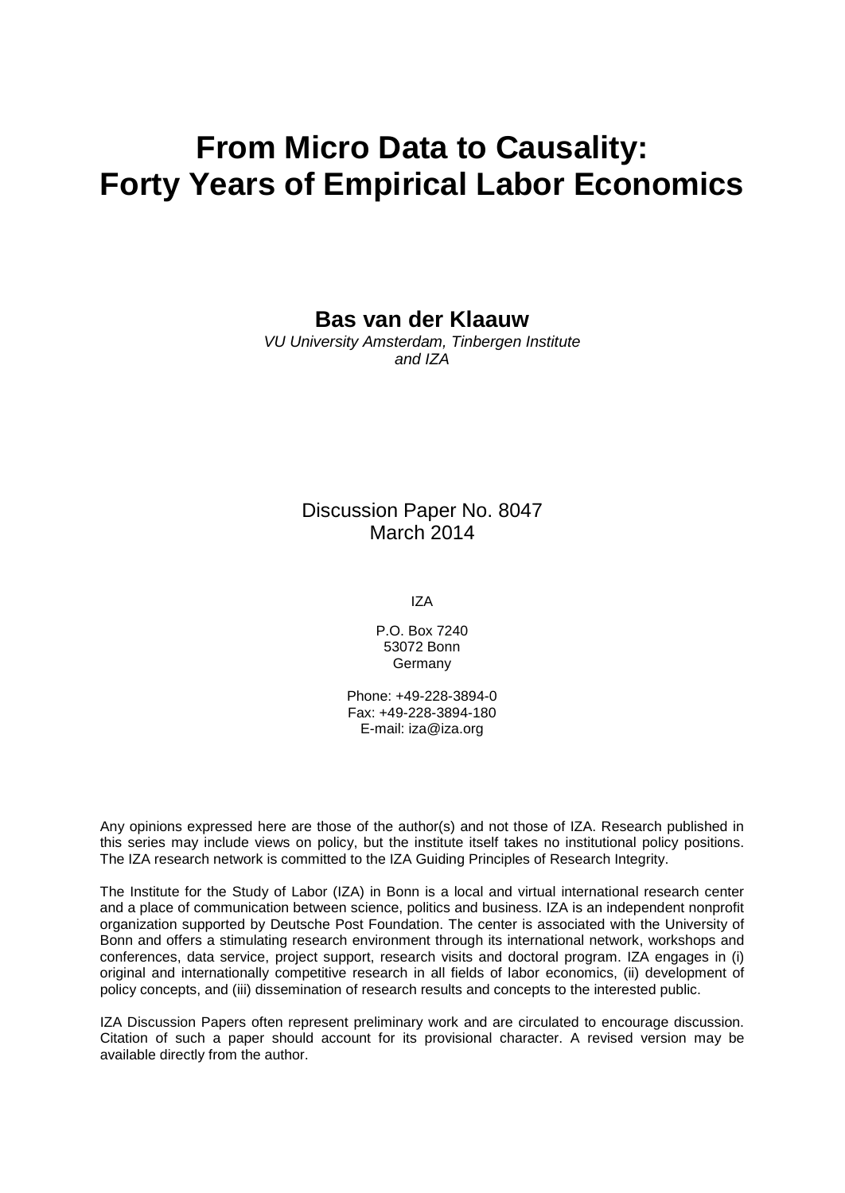# From Micro Data to Causality: Forty Years of Empirical Labor Economics

**Bas van der Klaauw**

*VU University Amsterdam, Tinbergen Institute and IZA*

Discussion Paper No. 8047
March 2014

IZA

P.O. Box 7240
53072 Bonn
Germany

Phone: +49-228-3894-0
Fax: +49-228-3894-180
E-mail: iza@iza.org

Any opinions expressed here are those of the author(s) and not those of IZA. Research published in this series may include views on policy, but the institute itself takes no institutional policy positions. The IZA research network is committed to the IZA Guiding Principles of Research Integrity.

The Institute for the Study of Labor (IZA) in Bonn is a local and virtual international research center and a place of communication between science, politics and business. IZA is an independent nonprofit organization supported by Deutsche Post Foundation. The center is associated with the University of Bonn and offers a stimulating research environment through its international network, workshops and conferences, data service, project support, research visits and doctoral program. IZA engages in (i) original and internationally competitive research in all fields of labor economics, (ii) development of policy concepts, and (iii) dissemination of research results and concepts to the interested public.

IZA Discussion Papers often represent preliminary work and are circulated to encourage discussion. Citation of such a paper should account for its provisional character. A revised version may be available directly from the author.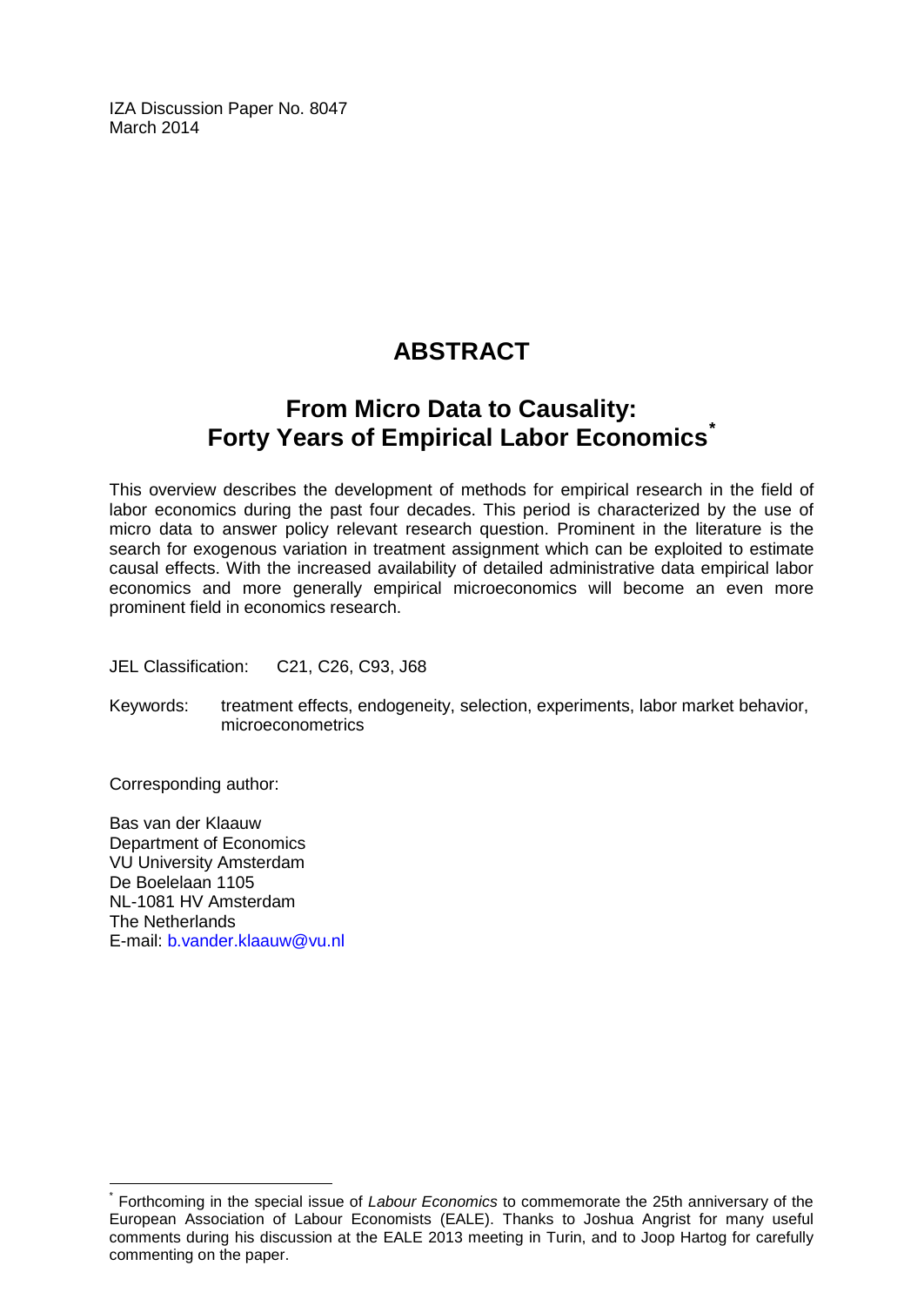IZA Discussion Paper No. 8047
March 2014

# ABSTRACT

## From Micro Data to Causality: Forty Years of Empirical Labor Economics[*]

This overview describes the development of methods for empirical research in the field of labor economics during the past four decades. This period is characterized by the use of micro data to answer policy relevant research question. Prominent in the literature is the search for exogenous variation in treatment assignment which can be exploited to estimate causal effects. With the increased availability of detailed administrative data empirical labor economics and more generally empirical microeconomics will become an even more prominent field in economics research.

JEL Classification: C21, C26, C93, J68

Keywords: treatment effects, endogeneity, selection, experiments, labor market behavior, microeconometrics

Corresponding author:

Bas van der Klaauw
Department of Economics
VU University Amsterdam
De Boelelaan 1105
NL-1081 HV Amsterdam
The Netherlands
E-mail: b.vander.klaauw@vu.nl

[*] Forthcoming in the special issue of *Labour Economics* to commemorate the 25th anniversary of the European Association of Labour Economists (EALE). Thanks to Joshua Angrist for many useful comments during his discussion at the EALE 2013 meeting in Turin, and to Joop Hartog for carefully commenting on the paper.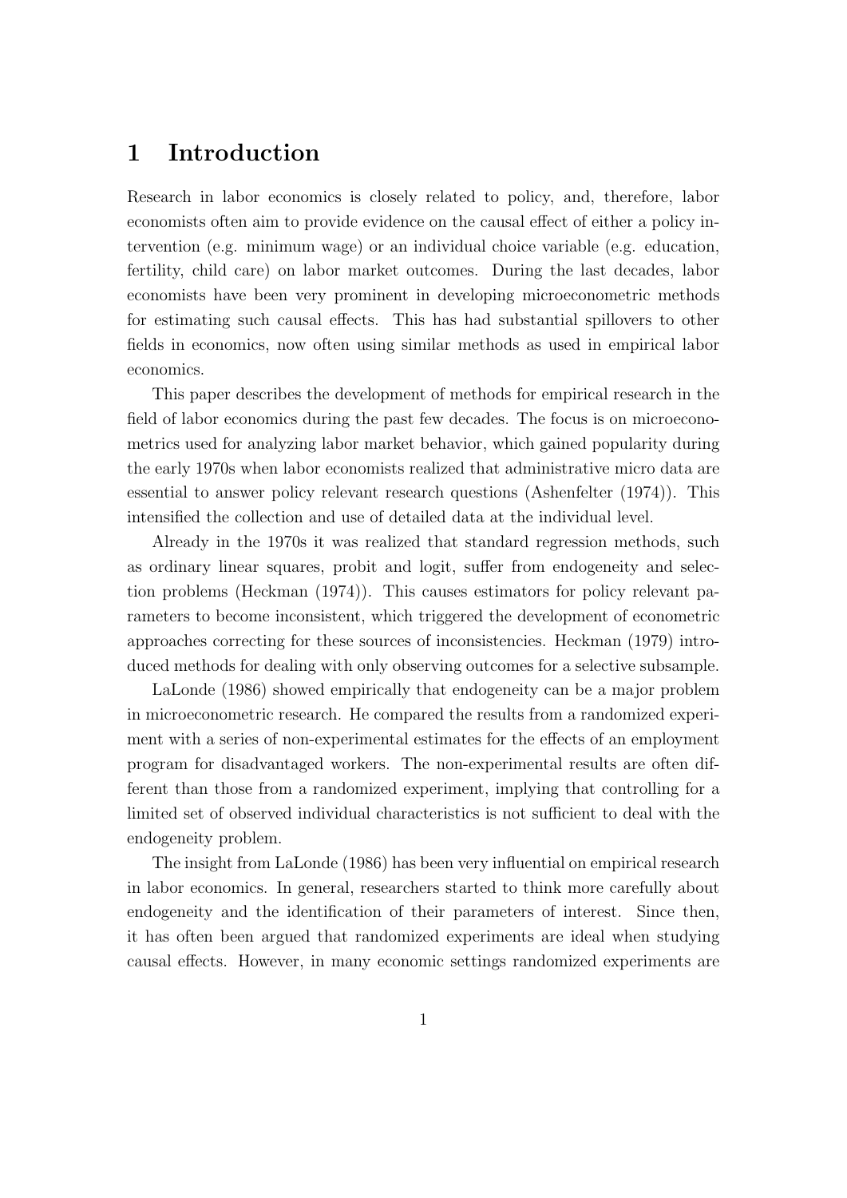# 1 Introduction

Research in labor economics is closely related to policy, and, therefore, labor economists often aim to provide evidence on the causal effect of either a policy intervention (e.g. minimum wage) or an individual choice variable (e.g. education, fertility, child care) on labor market outcomes. During the last decades, labor economists have been very prominent in developing microeconometric methods for estimating such causal effects. This has had substantial spillovers to other fields in economics, now often using similar methods as used in empirical labor economics.

This paper describes the development of methods for empirical research in the field of labor economics during the past few decades. The focus is on microeconometrics used for analyzing labor market behavior, which gained popularity during the early 1970s when labor economists realized that administrative micro data are essential to answer policy relevant research questions (Ashenfelter (1974)). This intensified the collection and use of detailed data at the individual level.

Already in the 1970s it was realized that standard regression methods, such as ordinary linear squares, probit and logit, suffer from endogeneity and selection problems (Heckman (1974)). This causes estimators for policy relevant parameters to become inconsistent, which triggered the development of econometric approaches correcting for these sources of inconsistencies. Heckman (1979) introduced methods for dealing with only observing outcomes for a selective subsample.

LaLonde (1986) showed empirically that endogeneity can be a major problem in microeconometric research. He compared the results from a randomized experiment with a series of non-experimental estimates for the effects of an employment program for disadvantaged workers. The non-experimental results are often different than those from a randomized experiment, implying that controlling for a limited set of observed individual characteristics is not sufficient to deal with the endogeneity problem.

The insight from LaLonde (1986) has been very influential on empirical research in labor economics. In general, researchers started to think more carefully about endogeneity and the identification of their parameters of interest. Since then, it has often been argued that randomized experiments are ideal when studying causal effects. However, in many economic settings randomized experiments are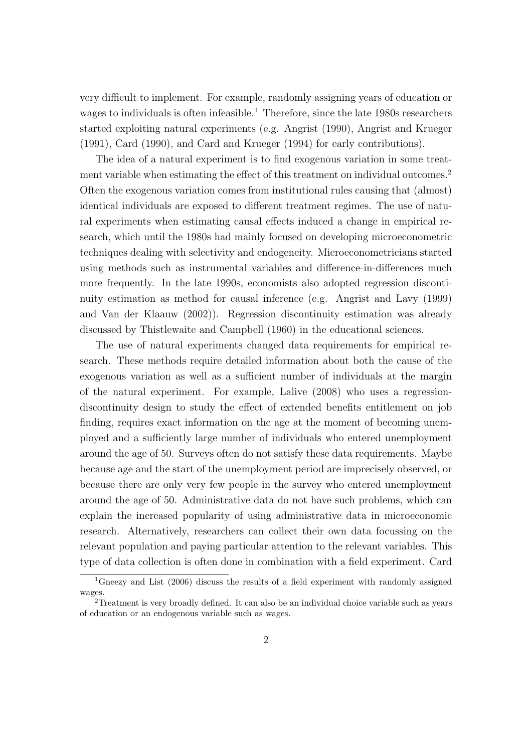very difficult to implement. For example, randomly assigning years of education or wages to individuals is often infeasible.[1] Therefore, since the late 1980s researchers started exploiting natural experiments (e.g. Angrist (1990), Angrist and Krueger (1991), Card (1990), and Card and Krueger (1994) for early contributions).

The idea of a natural experiment is to find exogenous variation in some treatment variable when estimating the effect of this treatment on individual outcomes.[2] Often the exogenous variation comes from institutional rules causing that (almost) identical individuals are exposed to different treatment regimes. The use of natural experiments when estimating causal effects induced a change in empirical research, which until the 1980s had mainly focused on developing microeconometric techniques dealing with selectivity and endogeneity. Microeconometricians started using methods such as instrumental variables and difference-in-differences much more frequently. In the late 1990s, economists also adopted regression discontinuity estimation as method for causal inference (e.g. Angrist and Lavy (1999) and Van der Klaauw (2002)). Regression discontinuity estimation was already discussed by Thistlewaite and Campbell (1960) in the educational sciences.

The use of natural experiments changed data requirements for empirical research. These methods require detailed information about both the cause of the exogenous variation as well as a sufficient number of individuals at the margin of the natural experiment. For example, Lalive (2008) who uses a regression-discontinuity design to study the effect of extended benefits entitlement on job finding, requires exact information on the age at the moment of becoming unemployed and a sufficiently large number of individuals who entered unemployment around the age of 50. Surveys often do not satisfy these data requirements. Maybe because age and the start of the unemployment period are imprecisely observed, or because there are only very few people in the survey who entered unemployment around the age of 50. Administrative data do not have such problems, which can explain the increased popularity of using administrative data in microeconomic research. Alternatively, researchers can collect their own data focussing on the relevant population and paying particular attention to the relevant variables. This type of data collection is often done in combination with a field experiment. Card

[1] Gneezy and List (2006) discuss the results of a field experiment with randomly assigned wages.

[2] Treatment is very broadly defined. It can also be an individual choice variable such as years of education or an endogenous variable such as wages.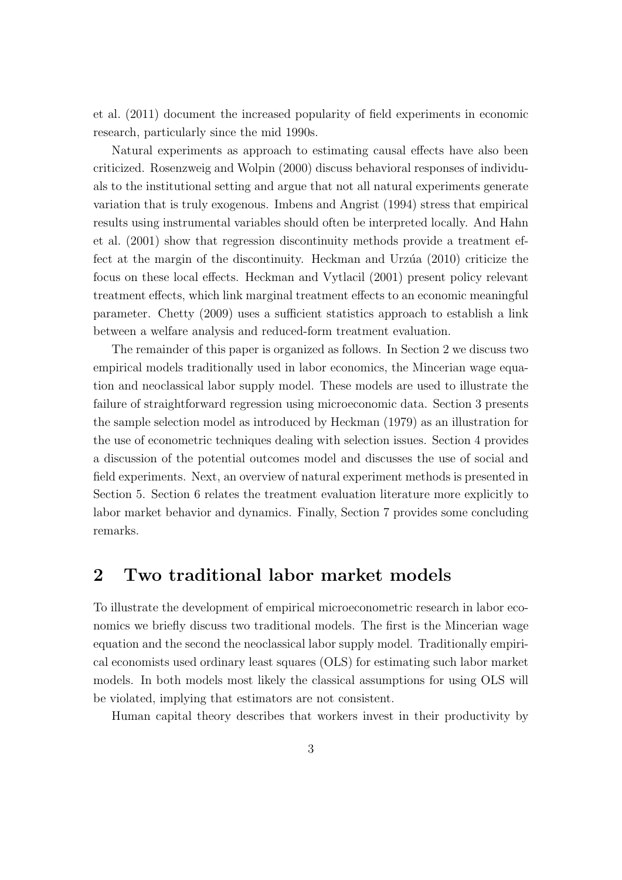et al. (2011) document the increased popularity of field experiments in economic research, particularly since the mid 1990s.

Natural experiments as approach to estimating causal effects have also been criticized. Rosenzweig and Wolpin (2000) discuss behavioral responses of individuals to the institutional setting and argue that not all natural experiments generate variation that is truly exogenous. Imbens and Angrist (1994) stress that empirical results using instrumental variables should often be interpreted locally. And Hahn et al. (2001) show that regression discontinuity methods provide a treatment effect at the margin of the discontinuity. Heckman and Urzúa (2010) criticize the focus on these local effects. Heckman and Vytlacil (2001) present policy relevant treatment effects, which link marginal treatment effects to an economic meaningful parameter. Chetty (2009) uses a sufficient statistics approach to establish a link between a welfare analysis and reduced-form treatment evaluation.

The remainder of this paper is organized as follows. In Section 2 we discuss two empirical models traditionally used in labor economics, the Mincerian wage equation and neoclassical labor supply model. These models are used to illustrate the failure of straightforward regression using microeconomic data. Section 3 presents the sample selection model as introduced by Heckman (1979) as an illustration for the use of econometric techniques dealing with selection issues. Section 4 provides a discussion of the potential outcomes model and discusses the use of social and field experiments. Next, an overview of natural experiment methods is presented in Section 5. Section 6 relates the treatment evaluation literature more explicitly to labor market behavior and dynamics. Finally, Section 7 provides some concluding remarks.

## 2 Two traditional labor market models

To illustrate the development of empirical microeconometric research in labor economics we briefly discuss two traditional models. The first is the Mincerian wage equation and the second the neoclassical labor supply model. Traditionally empirical economists used ordinary least squares (OLS) for estimating such labor market models. In both models most likely the classical assumptions for using OLS will be violated, implying that estimators are not consistent.

Human capital theory describes that workers invest in their productivity by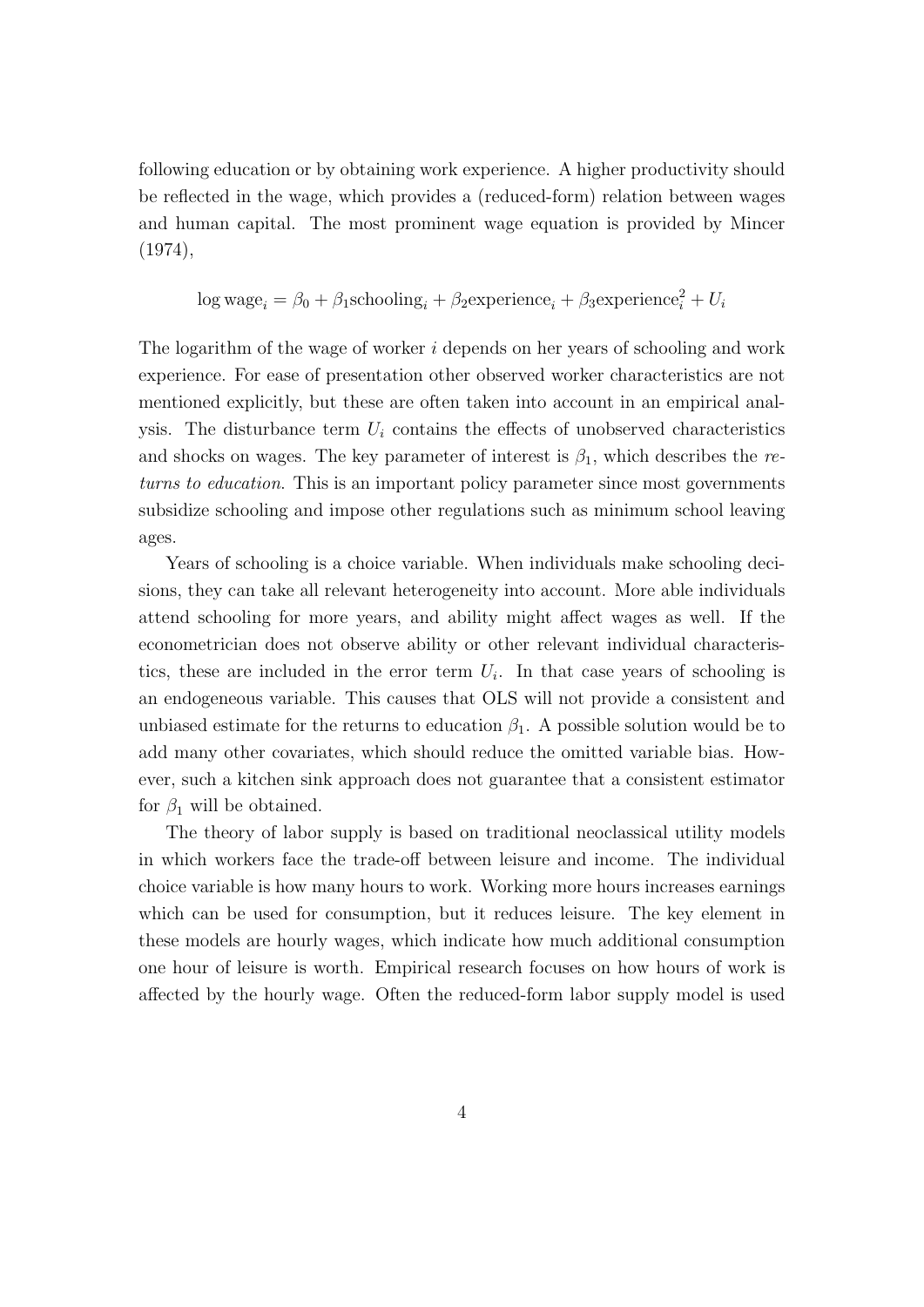following education or by obtaining work experience. A higher productivity should be reflected in the wage, which provides a (reduced-form) relation between wages and human capital. The most prominent wage equation is provided by Mincer (1974),

$$\log \text{wage}_i = \beta_0 + \beta_1 \text{schooling}_i + \beta_2 \text{experience}_i + \beta_3 \text{experience}_i^2 + U_i$$

The logarithm of the wage of worker $i$ depends on her years of schooling and work experience. For ease of presentation other observed worker characteristics are not mentioned explicitly, but these are often taken into account in an empirical analysis. The disturbance term $U_i$ contains the effects of unobserved characteristics and shocks on wages. The key parameter of interest is $\beta_1$, which describes the *returns to education*. This is an important policy parameter since most governments subsidize schooling and impose other regulations such as minimum school leaving ages.

Years of schooling is a choice variable. When individuals make schooling decisions, they can take all relevant heterogeneity into account. More able individuals attend schooling for more years, and ability might affect wages as well. If the econometrician does not observe ability or other relevant individual characteristics, these are included in the error term $U_i$. In that case years of schooling is an endogeneous variable. This causes that OLS will not provide a consistent and unbiased estimate for the returns to education $\beta_1$. A possible solution would be to add many other covariates, which should reduce the omitted variable bias. However, such a kitchen sink approach does not guarantee that a consistent estimator for $\beta_1$ will be obtained.

The theory of labor supply is based on traditional neoclassical utility models in which workers face the trade-off between leisure and income. The individual choice variable is how many hours to work. Working more hours increases earnings which can be used for consumption, but it reduces leisure. The key element in these models are hourly wages, which indicate how much additional consumption one hour of leisure is worth. Empirical research focuses on how hours of work is affected by the hourly wage. Often the reduced-form labor supply model is used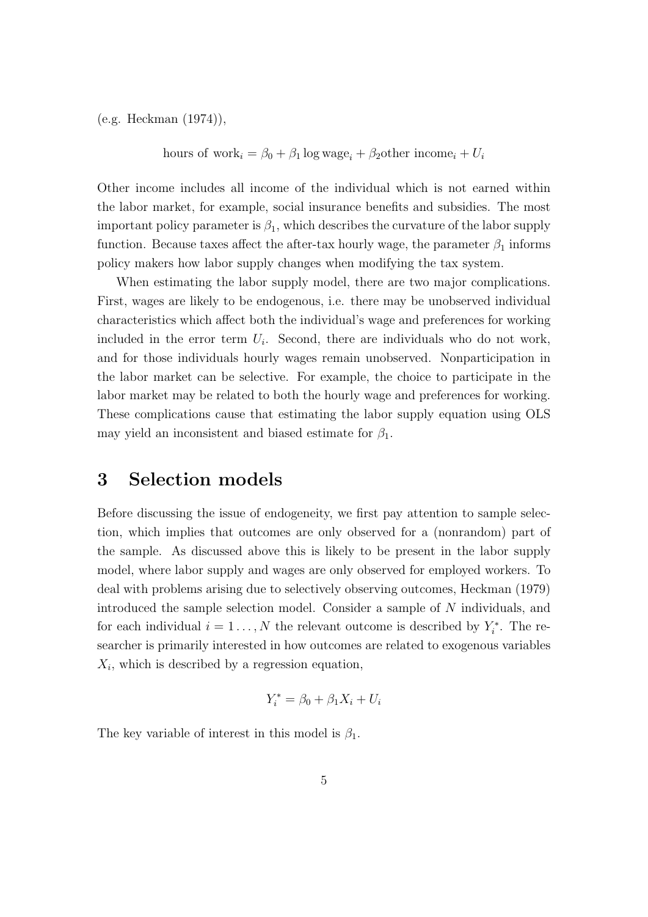(e.g. Heckman (1974)),

$$\text{hours of work}_i = \beta_0 + \beta_1 \log \text{wage}_i + \beta_2 \text{other income}_i + U_i$$

Other income includes all income of the individual which is not earned within the labor market, for example, social insurance benefits and subsidies. The most important policy parameter is $\beta_1$, which describes the curvature of the labor supply function. Because taxes affect the after-tax hourly wage, the parameter $\beta_1$ informs policy makers how labor supply changes when modifying the tax system.

When estimating the labor supply model, there are two major complications. First, wages are likely to be endogenous, i.e. there may be unobserved individual characteristics which affect both the individual's wage and preferences for working included in the error term $U_i$. Second, there are individuals who do not work, and for those individuals hourly wages remain unobserved. Nonparticipation in the labor market can be selective. For example, the choice to participate in the labor market may be related to both the hourly wage and preferences for working. These complications cause that estimating the labor supply equation using OLS may yield an inconsistent and biased estimate for $\beta_1$.

# 3 Selection models

Before discussing the issue of endogeneity, we first pay attention to sample selection, which implies that outcomes are only observed for a (nonrandom) part of the sample. As discussed above this is likely to be present in the labor supply model, where labor supply and wages are only observed for employed workers. To deal with problems arising due to selectively observing outcomes, Heckman (1979) introduced the sample selection model. Consider a sample of $N$ individuals, and for each individual $i = 1 \ldots, N$ the relevant outcome is described by $Y_i^*$. The researcher is primarily interested in how outcomes are related to exogenous variables $X_i$, which is described by a regression equation,

$$Y_i^* = \beta_0 + \beta_1 X_i + U_i$$

The key variable of interest in this model is $\beta_1$.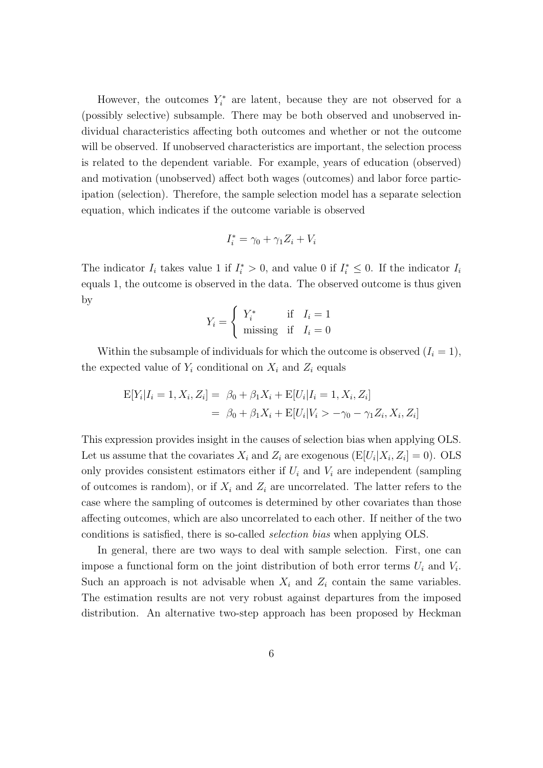However, the outcomes $Y_i^*$ are latent, because they are not observed for a (possibly selective) subsample. There may be both observed and unobserved individual characteristics affecting both outcomes and whether or not the outcome will be observed. If unobserved characteristics are important, the selection process is related to the dependent variable. For example, years of education (observed) and motivation (unobserved) affect both wages (outcomes) and labor force participation (selection). Therefore, the sample selection model has a separate selection equation, which indicates if the outcome variable is observed

$$I_i^* = \gamma_0 + \gamma_1 Z_i + V_i$$

The indicator $I_i$ takes value 1 if $I_i^* > 0$, and value 0 if $I_i^* \leq 0$. If the indicator $I_i$ equals 1, the outcome is observed in the data. The observed outcome is thus given by

$$Y_i = \begin{cases} Y_i^* & \text{if} \quad I_i = 1 \\ \text{missing} & \text{if} \quad I_i = 0 \end{cases}$$

Within the subsample of individuals for which the outcome is observed ($I_i = 1$), the expected value of $Y_i$ conditional on $X_i$ and $Z_i$ equals

$$\begin{aligned} \mathrm{E}[Y_i|I_i = 1, X_i, Z_i] &= \beta_0 + \beta_1 X_i + \mathrm{E}[U_i|I_i = 1, X_i, Z_i] \\ &= \beta_0 + \beta_1 X_i + \mathrm{E}[U_i|V_i > -\gamma_0 - \gamma_1 Z_i, X_i, Z_i] \end{aligned}$$

This expression provides insight in the causes of selection bias when applying OLS. Let us assume that the covariates $X_i$ and $Z_i$ are exogenous ($\mathrm{E}[U_i|X_i, Z_i] = 0$). OLS only provides consistent estimators either if $U_i$ and $V_i$ are independent (sampling of outcomes is random), or if $X_i$ and $Z_i$ are uncorrelated. The latter refers to the case where the sampling of outcomes is determined by other covariates than those affecting outcomes, which are also uncorrelated to each other. If neither of the two conditions is satisfied, there is so-called *selection bias* when applying OLS.

In general, there are two ways to deal with sample selection. First, one can impose a functional form on the joint distribution of both error terms $U_i$ and $V_i$. Such an approach is not advisable when $X_i$ and $Z_i$ contain the same variables. The estimation results are not very robust against departures from the imposed distribution. An alternative two-step approach has been proposed by Heckman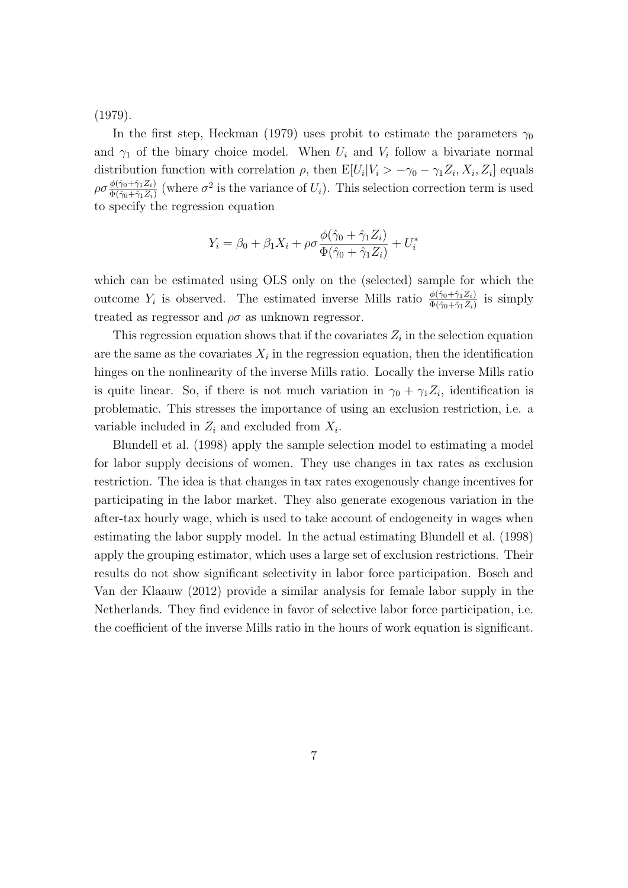(1979).

In the first step, Heckman (1979) uses probit to estimate the parameters $\gamma_0$ and $\gamma_1$ of the binary choice model. When $U_i$ and $V_i$ follow a bivariate normal distribution function with correlation $\rho$, then $\mathrm{E}[U_i|V_i > -\gamma_0 - \gamma_1 Z_i, X_i, Z_i]$ equals $\rho\sigma\frac{\phi(\hat{\gamma}_0+\hat{\gamma}_1 Z_i)}{\Phi(\hat{\gamma}_0+\hat{\gamma}_1 Z_i)}$ (where $\sigma^2$ is the variance of $U_i$). This selection correction term is used to specify the regression equation

$$Y_i = \beta_0 + \beta_1 X_i + \rho\sigma\frac{\phi(\hat{\gamma}_0 + \hat{\gamma}_1 Z_i)}{\Phi(\hat{\gamma}_0 + \hat{\gamma}_1 Z_i)} + U_i^*$$

which can be estimated using OLS only on the (selected) sample for which the outcome $Y_i$ is observed. The estimated inverse Mills ratio $\frac{\phi(\hat{\gamma}_0+\hat{\gamma}_1 Z_i)}{\Phi(\hat{\gamma}_0+\hat{\gamma}_1 Z_i)}$ is simply treated as regressor and $\rho\sigma$ as unknown regressor.

This regression equation shows that if the covariates $Z_i$ in the selection equation are the same as the covariates $X_i$ in the regression equation, then the identification hinges on the nonlinearity of the inverse Mills ratio. Locally the inverse Mills ratio is quite linear. So, if there is not much variation in $\gamma_0 + \gamma_1 Z_i$, identification is problematic. This stresses the importance of using an exclusion restriction, i.e. a variable included in $Z_i$ and excluded from $X_i$.

Blundell et al. (1998) apply the sample selection model to estimating a model for labor supply decisions of women. They use changes in tax rates as exclusion restriction. The idea is that changes in tax rates exogenously change incentives for participating in the labor market. They also generate exogenous variation in the after-tax hourly wage, which is used to take account of endogeneity in wages when estimating the labor supply model. In the actual estimating Blundell et al. (1998) apply the grouping estimator, which uses a large set of exclusion restrictions. Their results do not show significant selectivity in labor force participation. Bosch and Van der Klaauw (2012) provide a similar analysis for female labor supply in the Netherlands. They find evidence in favor of selective labor force participation, i.e. the coefficient of the inverse Mills ratio in the hours of work equation is significant.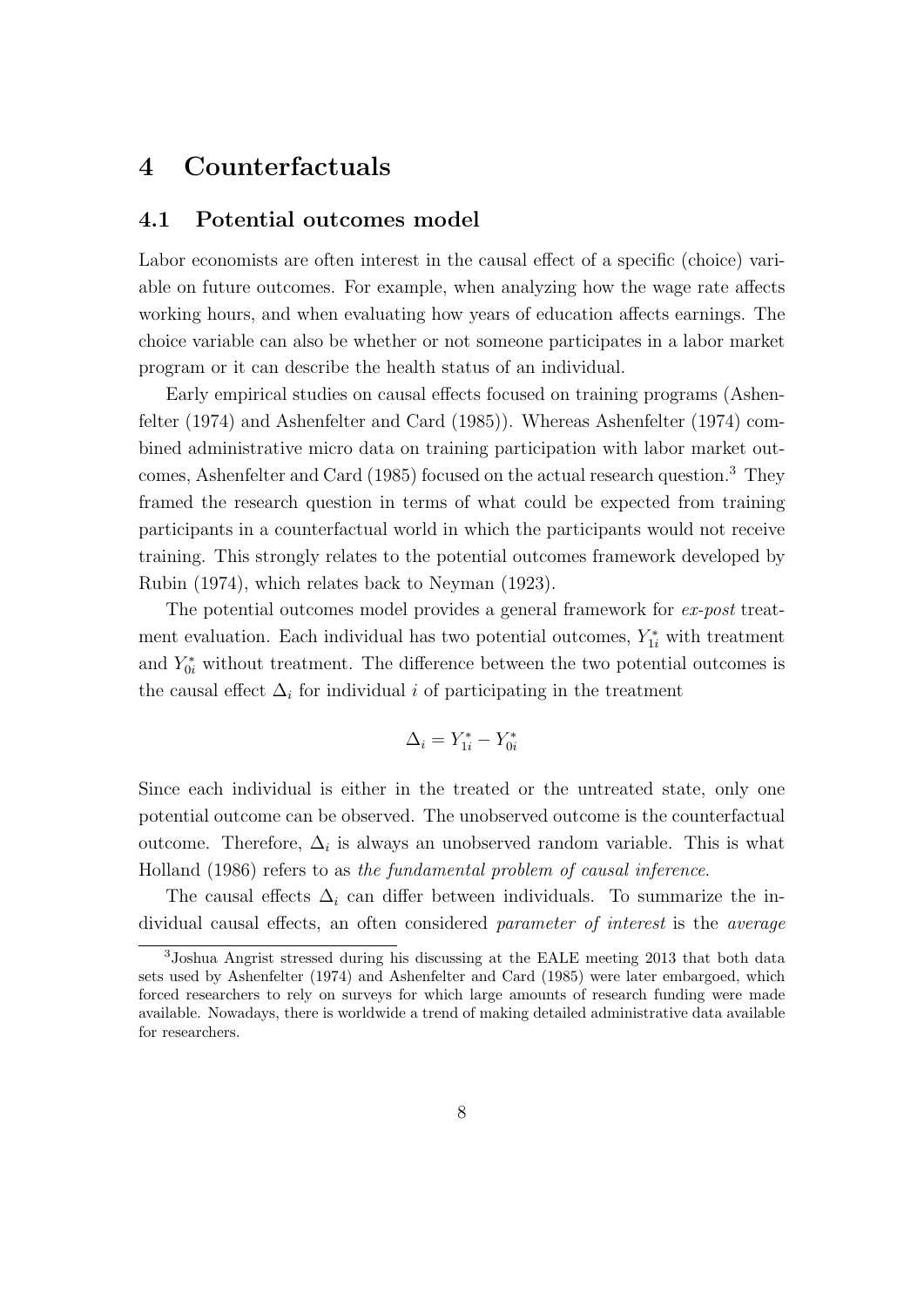# 4 Counterfactuals

## 4.1 Potential outcomes model

Labor economists are often interest in the causal effect of a specific (choice) variable on future outcomes. For example, when analyzing how the wage rate affects working hours, and when evaluating how years of education affects earnings. The choice variable can also be whether or not someone participates in a labor market program or it can describe the health status of an individual.

Early empirical studies on causal effects focused on training programs (Ashenfelter (1974) and Ashenfelter and Card (1985)). Whereas Ashenfelter (1974) combined administrative micro data on training participation with labor market outcomes, Ashenfelter and Card (1985) focused on the actual research question.[3] They framed the research question in terms of what could be expected from training participants in a counterfactual world in which the participants would not receive training. This strongly relates to the potential outcomes framework developed by Rubin (1974), which relates back to Neyman (1923).

The potential outcomes model provides a general framework for *ex-post* treatment evaluation. Each individual has two potential outcomes, $Y^*_{1i}$ with treatment and $Y^*_{0i}$ without treatment. The difference between the two potential outcomes is the causal effect $\Delta_i$ for individual $i$ of participating in the treatment

$$\Delta_i = Y^*_{1i} - Y^*_{0i}$$

Since each individual is either in the treated or the untreated state, only one potential outcome can be observed. The unobserved outcome is the counterfactual outcome. Therefore, $\Delta_i$ is always an unobserved random variable. This is what Holland (1986) refers to as *the fundamental problem of causal inference*.

The causal effects $\Delta_i$ can differ between individuals. To summarize the individual causal effects, an often considered *parameter of interest* is the *average*

[3] Joshua Angrist stressed during his discussing at the EALE meeting 2013 that both data sets used by Ashenfelter (1974) and Ashenfelter and Card (1985) were later embargoed, which forced researchers to rely on surveys for which large amounts of research funding were made available. Nowadays, there is worldwide a trend of making detailed administrative data available for researchers.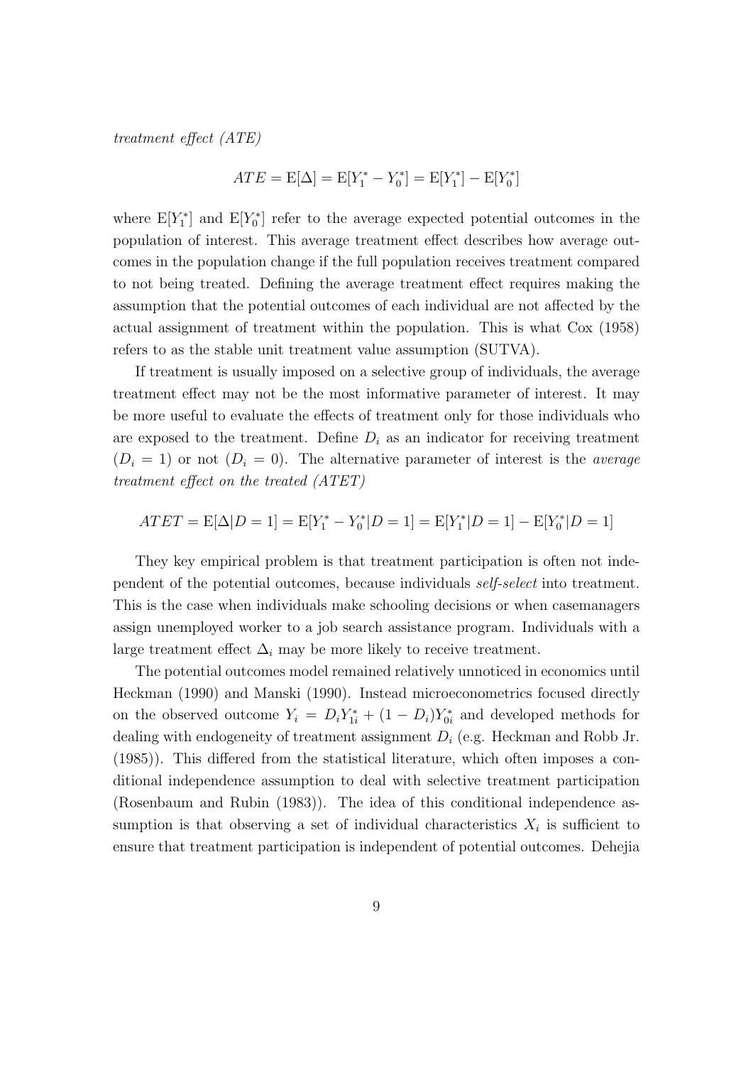*treatment effect (ATE)*

$$ATE = \mathrm{E}[\Delta] = \mathrm{E}[Y_1^* - Y_0^*] = \mathrm{E}[Y_1^*] - \mathrm{E}[Y_0^*]$$

where $\mathrm{E}[Y_1^*]$ and $\mathrm{E}[Y_0^*]$ refer to the average expected potential outcomes in the population of interest. This average treatment effect describes how average outcomes in the population change if the full population receives treatment compared to not being treated. Defining the average treatment effect requires making the assumption that the potential outcomes of each individual are not affected by the actual assignment of treatment within the population. This is what Cox (1958) refers to as the stable unit treatment value assumption (SUTVA).

If treatment is usually imposed on a selective group of individuals, the average treatment effect may not be the most informative parameter of interest. It may be more useful to evaluate the effects of treatment only for those individuals who are exposed to the treatment. Define $D_i$ as an indicator for receiving treatment ($D_i = 1$) or not ($D_i = 0$). The alternative parameter of interest is the *average treatment effect on the treated (ATET)*

$$ATET = \mathrm{E}[\Delta|D = 1] = \mathrm{E}[Y_1^* - Y_0^*|D = 1] = \mathrm{E}[Y_1^*|D = 1] - \mathrm{E}[Y_0^*|D = 1]$$

They key empirical problem is that treatment participation is often not independent of the potential outcomes, because individuals *self-select* into treatment. This is the case when individuals make schooling decisions or when casemanagers assign unemployed worker to a job search assistance program. Individuals with a large treatment effect $\Delta_i$ may be more likely to receive treatment.

The potential outcomes model remained relatively unnoticed in economics until Heckman (1990) and Manski (1990). Instead microeconometrics focused directly on the observed outcome $Y_i = D_i Y_{1i}^* + (1 - D_i) Y_{0i}^*$ and developed methods for dealing with endogeneity of treatment assignment $D_i$ (e.g. Heckman and Robb Jr. (1985)). This differed from the statistical literature, which often imposes a conditional independence assumption to deal with selective treatment participation (Rosenbaum and Rubin (1983)). The idea of this conditional independence assumption is that observing a set of individual characteristics $X_i$ is sufficient to ensure that treatment participation is independent of potential outcomes. Dehejia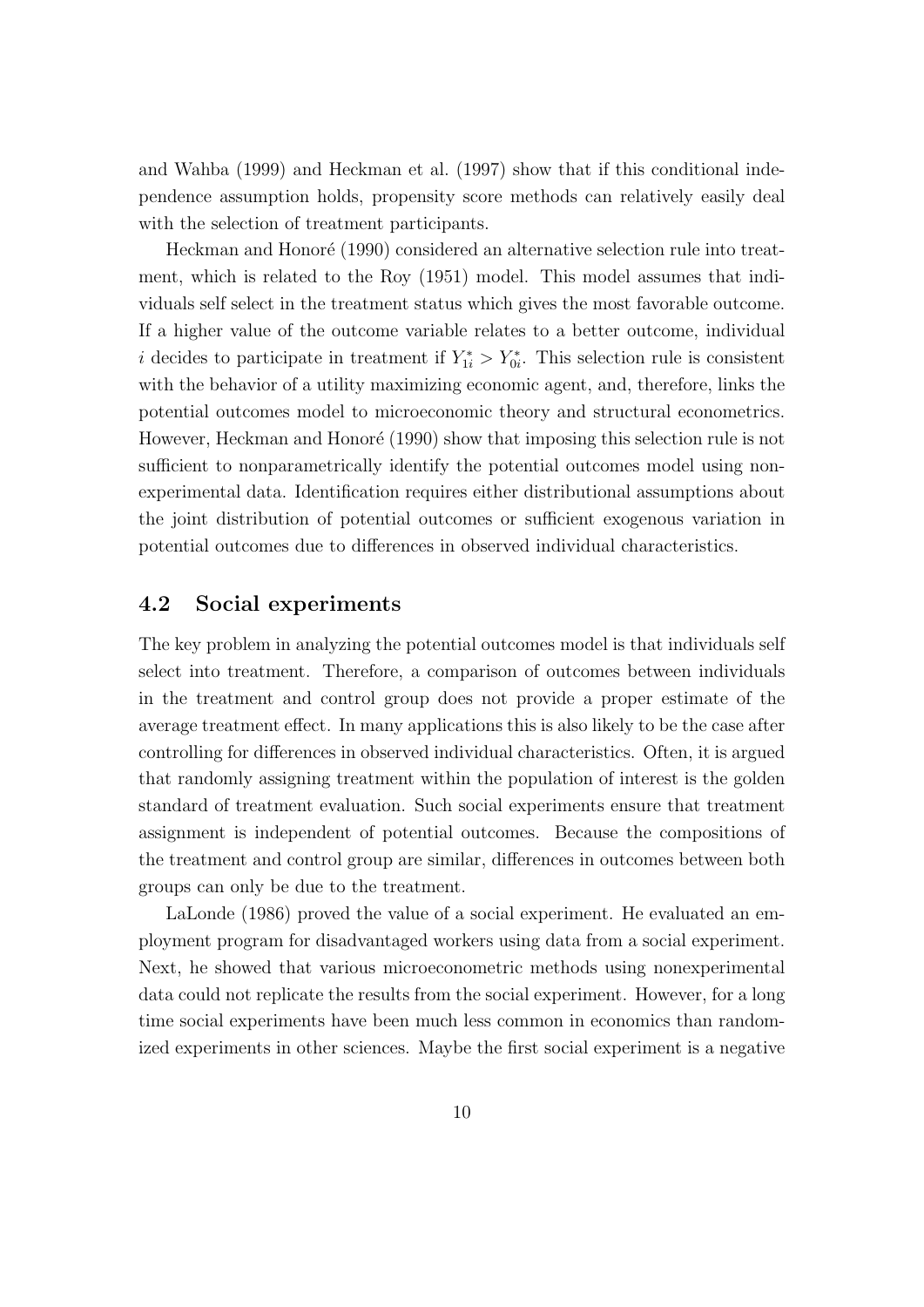and Wahba (1999) and Heckman et al. (1997) show that if this conditional independence assumption holds, propensity score methods can relatively easily deal with the selection of treatment participants.

Heckman and Honoré (1990) considered an alternative selection rule into treatment, which is related to the Roy (1951) model. This model assumes that individuals self select in the treatment status which gives the most favorable outcome. If a higher value of the outcome variable relates to a better outcome, individual $i$ decides to participate in treatment if $Y_{1i}^* > Y_{0i}^*$. This selection rule is consistent with the behavior of a utility maximizing economic agent, and, therefore, links the potential outcomes model to microeconomic theory and structural econometrics. However, Heckman and Honoré (1990) show that imposing this selection rule is not sufficient to nonparametrically identify the potential outcomes model using nonexperimental data. Identification requires either distributional assumptions about the joint distribution of potential outcomes or sufficient exogenous variation in potential outcomes due to differences in observed individual characteristics.

### 4.2 Social experiments

The key problem in analyzing the potential outcomes model is that individuals self select into treatment. Therefore, a comparison of outcomes between individuals in the treatment and control group does not provide a proper estimate of the average treatment effect. In many applications this is also likely to be the case after controlling for differences in observed individual characteristics. Often, it is argued that randomly assigning treatment within the population of interest is the golden standard of treatment evaluation. Such social experiments ensure that treatment assignment is independent of potential outcomes. Because the compositions of the treatment and control group are similar, differences in outcomes between both groups can only be due to the treatment.

LaLonde (1986) proved the value of a social experiment. He evaluated an employment program for disadvantaged workers using data from a social experiment. Next, he showed that various microeconometric methods using nonexperimental data could not replicate the results from the social experiment. However, for a long time social experiments have been much less common in economics than randomized experiments in other sciences. Maybe the first social experiment is a negative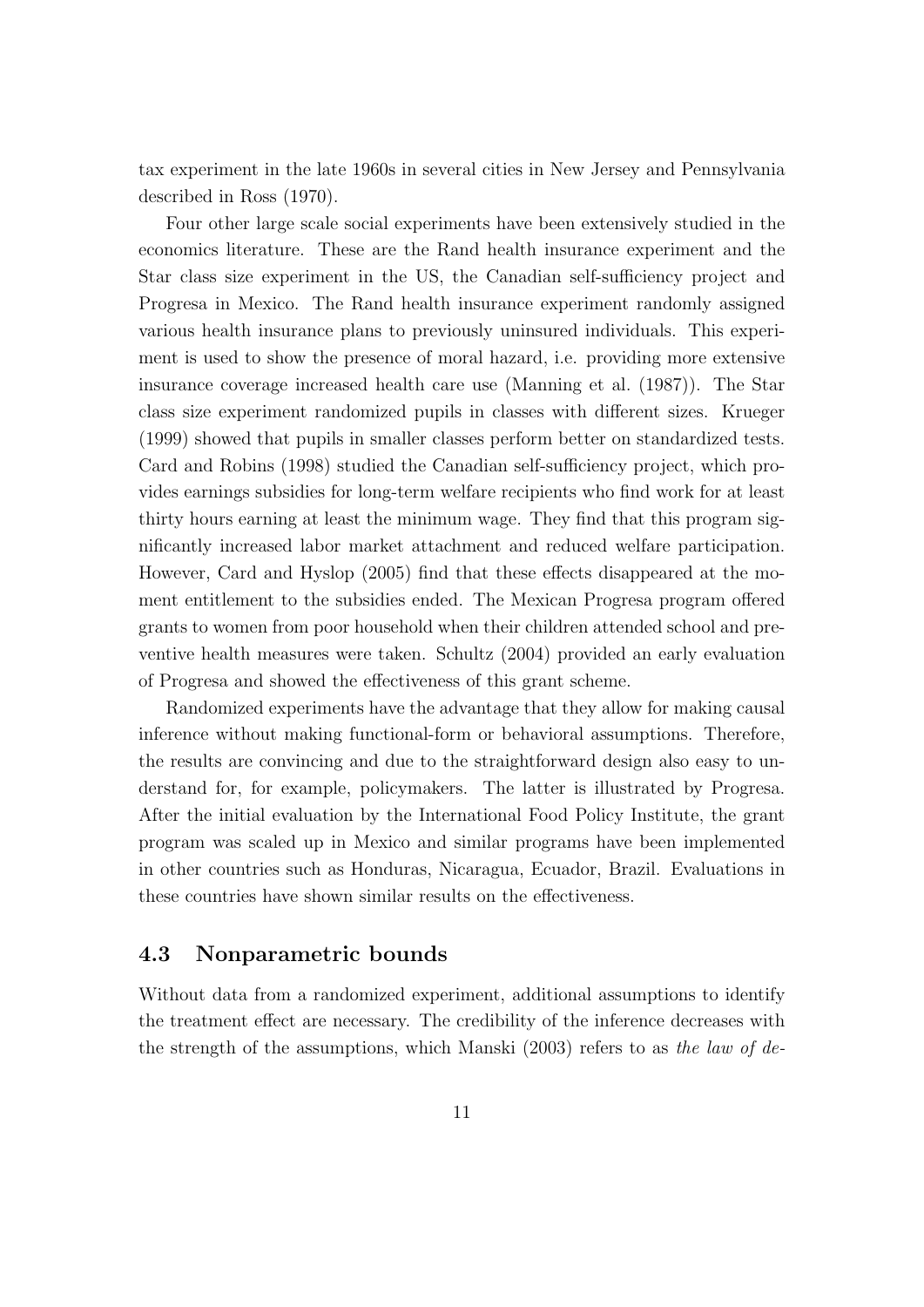tax experiment in the late 1960s in several cities in New Jersey and Pennsylvania described in Ross (1970).

Four other large scale social experiments have been extensively studied in the economics literature. These are the Rand health insurance experiment and the Star class size experiment in the US, the Canadian self-sufficiency project and Progresa in Mexico. The Rand health insurance experiment randomly assigned various health insurance plans to previously uninsured individuals. This experiment is used to show the presence of moral hazard, i.e. providing more extensive insurance coverage increased health care use (Manning et al. (1987)). The Star class size experiment randomized pupils in classes with different sizes. Krueger (1999) showed that pupils in smaller classes perform better on standardized tests. Card and Robins (1998) studied the Canadian self-sufficiency project, which provides earnings subsidies for long-term welfare recipients who find work for at least thirty hours earning at least the minimum wage. They find that this program significantly increased labor market attachment and reduced welfare participation. However, Card and Hyslop (2005) find that these effects disappeared at the moment entitlement to the subsidies ended. The Mexican Progresa program offered grants to women from poor household when their children attended school and preventive health measures were taken. Schultz (2004) provided an early evaluation of Progresa and showed the effectiveness of this grant scheme.

Randomized experiments have the advantage that they allow for making causal inference without making functional-form or behavioral assumptions. Therefore, the results are convincing and due to the straightforward design also easy to understand for, for example, policymakers. The latter is illustrated by Progresa. After the initial evaluation by the International Food Policy Institute, the grant program was scaled up in Mexico and similar programs have been implemented in other countries such as Honduras, Nicaragua, Ecuador, Brazil. Evaluations in these countries have shown similar results on the effectiveness.

### 4.3 Nonparametric bounds

Without data from a randomized experiment, additional assumptions to identify the treatment effect are necessary. The credibility of the inference decreases with the strength of the assumptions, which Manski (2003) refers to as *the law of de-*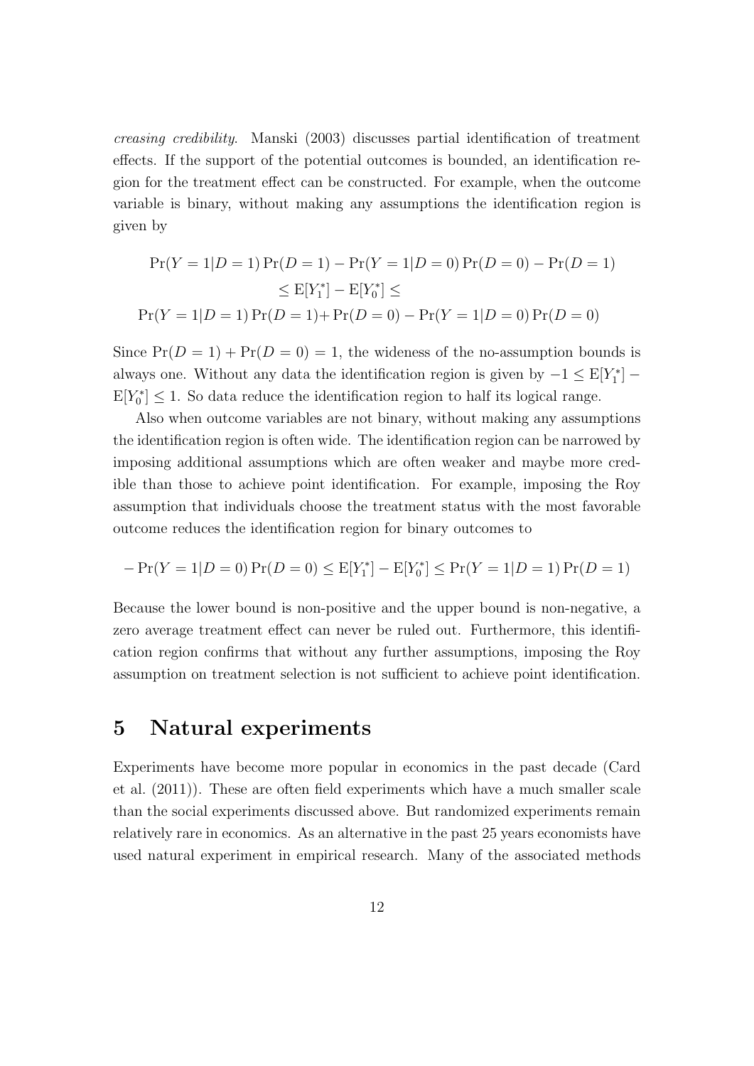*creasing credibility*. Manski (2003) discusses partial identification of treatment effects. If the support of the potential outcomes is bounded, an identification region for the treatment effect can be constructed. For example, when the outcome variable is binary, without making any assumptions the identification region is given by

$$\begin{aligned}
\Pr(Y=1|D=1)\Pr(D=1) - \Pr(Y=1|D=0)\Pr(D=0) - \Pr(D=1) \\
\leq \mathrm{E}[Y_1^*] - \mathrm{E}[Y_0^*] \leq \\
\Pr(Y=1|D=1)\Pr(D=1) + \Pr(D=0) - \Pr(Y=1|D=0)\Pr(D=0)
\end{aligned}$$

Since $\Pr(D=1)+\Pr(D=0)=1$, the wideness of the no-assumption bounds is always one. Without any data the identification region is given by $-1 \leq \mathrm{E}[Y_1^*] - \mathrm{E}[Y_0^*] \leq 1$. So data reduce the identification region to half its logical range.

Also when outcome variables are not binary, without making any assumptions the identification region is often wide. The identification region can be narrowed by imposing additional assumptions which are often weaker and maybe more credible than those to achieve point identification. For example, imposing the Roy assumption that individuals choose the treatment status with the most favorable outcome reduces the identification region for binary outcomes to

$$-\Pr(Y=1|D=0)\Pr(D=0) \leq \mathrm{E}[Y_1^*] - \mathrm{E}[Y_0^*] \leq \Pr(Y=1|D=1)\Pr(D=1)$$

Because the lower bound is non-positive and the upper bound is non-negative, a zero average treatment effect can never be ruled out. Furthermore, this identification region confirms that without any further assumptions, imposing the Roy assumption on treatment selection is not sufficient to achieve point identification.

# 5 Natural experiments

Experiments have become more popular in economics in the past decade (Card et al. (2011)). These are often field experiments which have a much smaller scale than the social experiments discussed above. But randomized experiments remain relatively rare in economics. As an alternative in the past 25 years economists have used natural experiment in empirical research. Many of the associated methods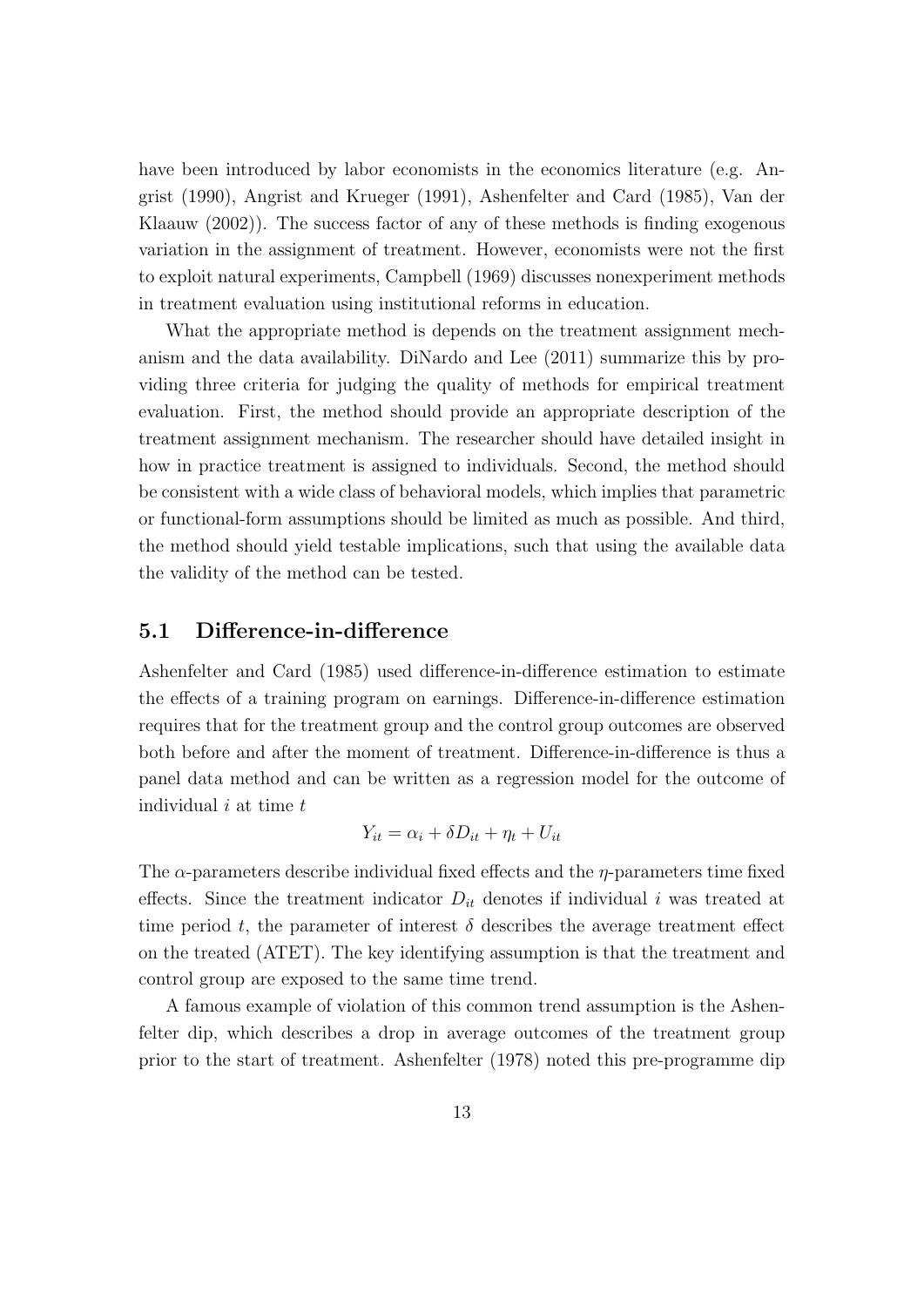have been introduced by labor economists in the economics literature (e.g. Angrist (1990), Angrist and Krueger (1991), Ashenfelter and Card (1985), Van der Klaauw (2002)). The success factor of any of these methods is finding exogenous variation in the assignment of treatment. However, economists were not the first to exploit natural experiments, Campbell (1969) discusses nonexperiment methods in treatment evaluation using institutional reforms in education.

What the appropriate method is depends on the treatment assignment mechanism and the data availability. DiNardo and Lee (2011) summarize this by providing three criteria for judging the quality of methods for empirical treatment evaluation. First, the method should provide an appropriate description of the treatment assignment mechanism. The researcher should have detailed insight in how in practice treatment is assigned to individuals. Second, the method should be consistent with a wide class of behavioral models, which implies that parametric or functional-form assumptions should be limited as much as possible. And third, the method should yield testable implications, such that using the available data the validity of the method can be tested.

## 5.1 Difference-in-difference

Ashenfelter and Card (1985) used difference-in-difference estimation to estimate the effects of a training program on earnings. Difference-in-difference estimation requires that for the treatment group and the control group outcomes are observed both before and after the moment of treatment. Difference-in-difference is thus a panel data method and can be written as a regression model for the outcome of individual $i$ at time $t$

$$Y_{it} = \alpha_i + \delta D_{it} + \eta_t + U_{it}$$

The $\alpha$-parameters describe individual fixed effects and the $\eta$-parameters time fixed effects. Since the treatment indicator $D_{it}$ denotes if individual $i$ was treated at time period $t$, the parameter of interest $\delta$ describes the average treatment effect on the treated (ATET). The key identifying assumption is that the treatment and control group are exposed to the same time trend.

A famous example of violation of this common trend assumption is the Ashenfelter dip, which describes a drop in average outcomes of the treatment group prior to the start of treatment. Ashenfelter (1978) noted this pre-programme dip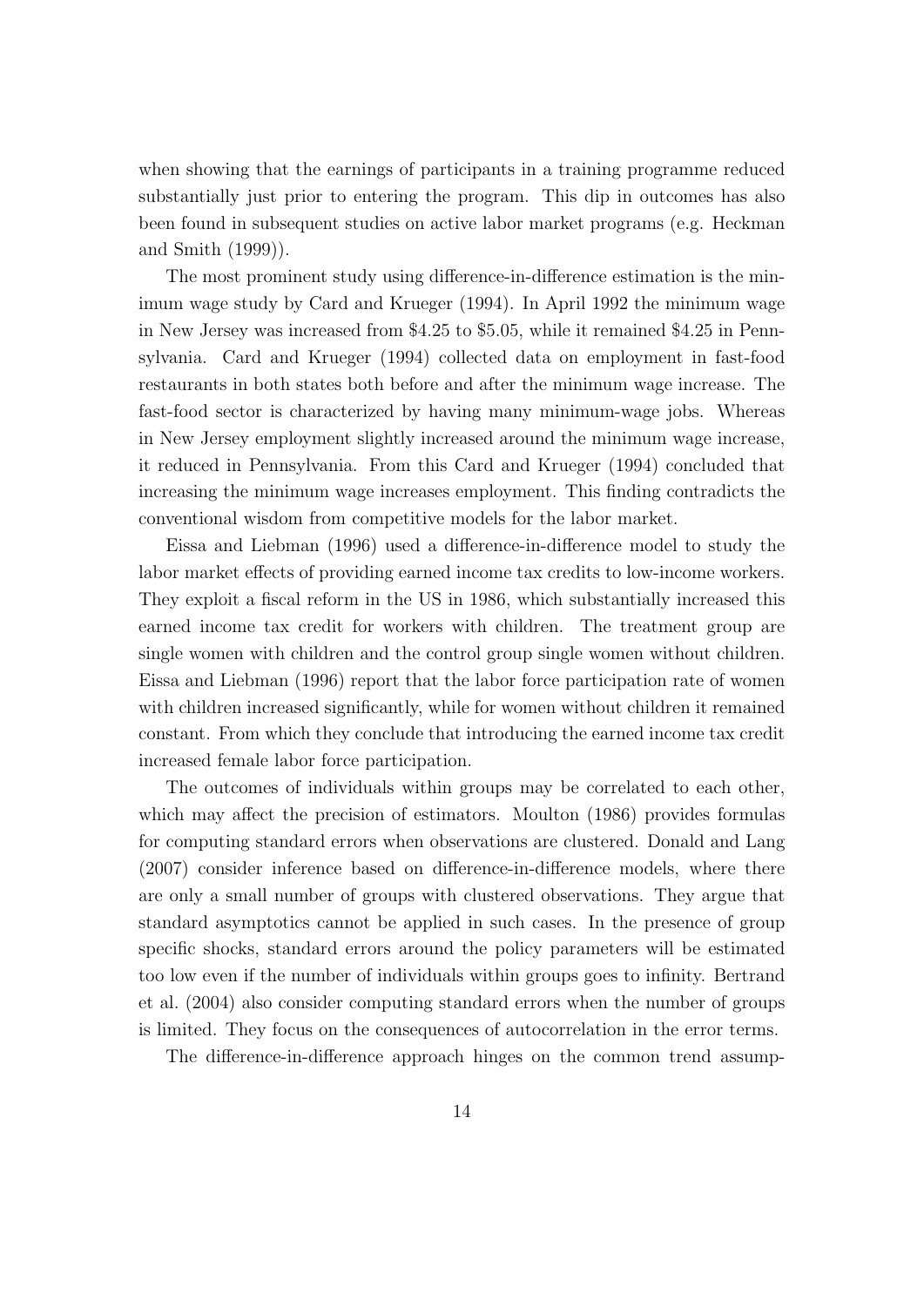when showing that the earnings of participants in a training programme reduced substantially just prior to entering the program. This dip in outcomes has also been found in subsequent studies on active labor market programs (e.g. Heckman and Smith (1999)).

The most prominent study using difference-in-difference estimation is the minimum wage study by Card and Krueger (1994). In April 1992 the minimum wage in New Jersey was increased from $4.25 to $5.05, while it remained $4.25 in Pennsylvania. Card and Krueger (1994) collected data on employment in fast-food restaurants in both states both before and after the minimum wage increase. The fast-food sector is characterized by having many minimum-wage jobs. Whereas in New Jersey employment slightly increased around the minimum wage increase, it reduced in Pennsylvania. From this Card and Krueger (1994) concluded that increasing the minimum wage increases employment. This finding contradicts the conventional wisdom from competitive models for the labor market.

Eissa and Liebman (1996) used a difference-in-difference model to study the labor market effects of providing earned income tax credits to low-income workers. They exploit a fiscal reform in the US in 1986, which substantially increased this earned income tax credit for workers with children. The treatment group are single women with children and the control group single women without children. Eissa and Liebman (1996) report that the labor force participation rate of women with children increased significantly, while for women without children it remained constant. From which they conclude that introducing the earned income tax credit increased female labor force participation.

The outcomes of individuals within groups may be correlated to each other, which may affect the precision of estimators. Moulton (1986) provides formulas for computing standard errors when observations are clustered. Donald and Lang (2007) consider inference based on difference-in-difference models, where there are only a small number of groups with clustered observations. They argue that standard asymptotics cannot be applied in such cases. In the presence of group specific shocks, standard errors around the policy parameters will be estimated too low even if the number of individuals within groups goes to infinity. Bertrand et al. (2004) also consider computing standard errors when the number of groups is limited. They focus on the consequences of autocorrelation in the error terms.

The difference-in-difference approach hinges on the common trend assump-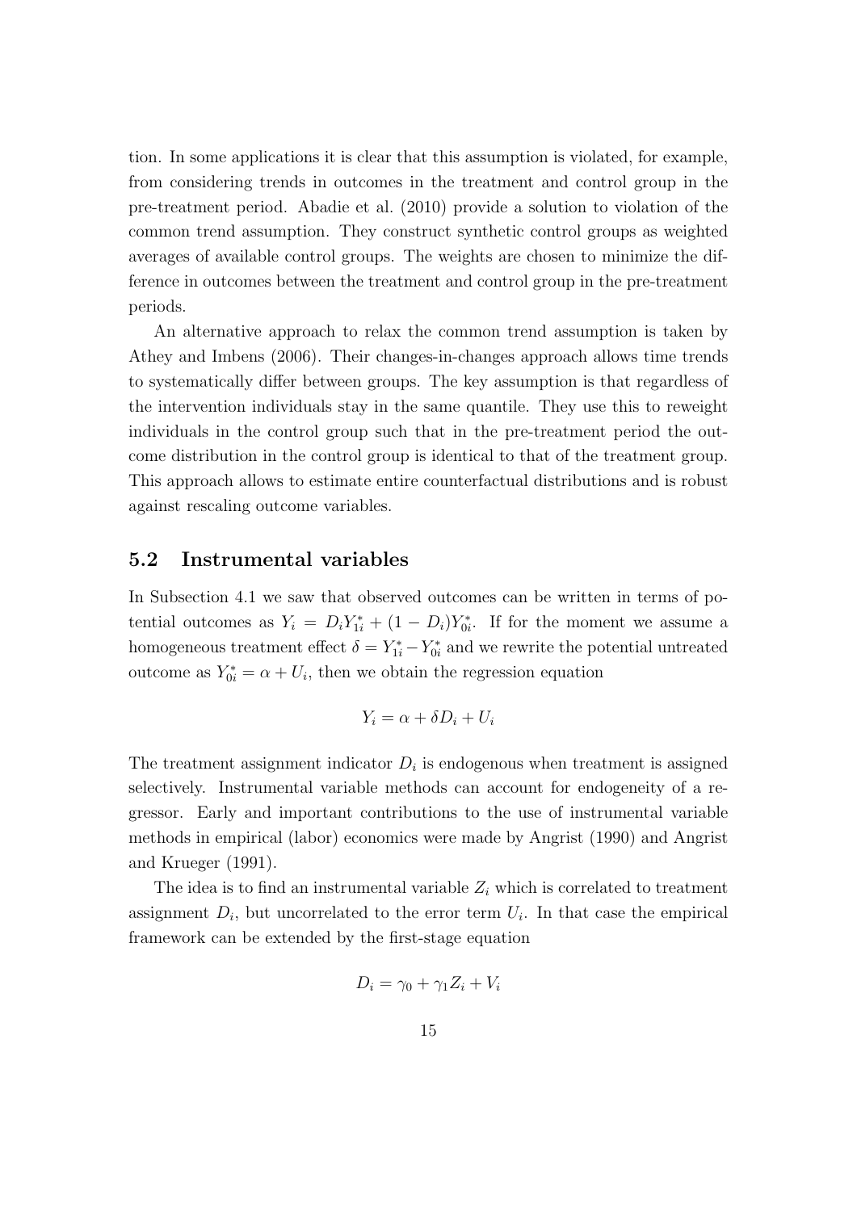tion. In some applications it is clear that this assumption is violated, for example, from considering trends in outcomes in the treatment and control group in the pre-treatment period. Abadie et al. (2010) provide a solution to violation of the common trend assumption. They construct synthetic control groups as weighted averages of available control groups. The weights are chosen to minimize the difference in outcomes between the treatment and control group in the pre-treatment periods.

An alternative approach to relax the common trend assumption is taken by Athey and Imbens (2006). Their changes-in-changes approach allows time trends to systematically differ between groups. The key assumption is that regardless of the intervention individuals stay in the same quantile. They use this to reweight individuals in the control group such that in the pre-treatment period the outcome distribution in the control group is identical to that of the treatment group. This approach allows to estimate entire counterfactual distributions and is robust against rescaling outcome variables.

## 5.2 Instrumental variables

In Subsection 4.1 we saw that observed outcomes can be written in terms of potential outcomes as $Y_i = D_i Y_{1i}^* + (1 - D_i) Y_{0i}^*$. If for the moment we assume a homogeneous treatment effect $\delta = Y_{1i}^* - Y_{0i}^*$ and we rewrite the potential untreated outcome as $Y_{0i}^* = \alpha + U_i$, then we obtain the regression equation

$$Y_i = \alpha + \delta D_i + U_i$$

The treatment assignment indicator $D_i$ is endogenous when treatment is assigned selectively. Instrumental variable methods can account for endogeneity of a regressor. Early and important contributions to the use of instrumental variable methods in empirical (labor) economics were made by Angrist (1990) and Angrist and Krueger (1991).

The idea is to find an instrumental variable $Z_i$ which is correlated to treatment assignment $D_i$, but uncorrelated to the error term $U_i$. In that case the empirical framework can be extended by the first-stage equation

$$D_i = \gamma_0 + \gamma_1 Z_i + V_i$$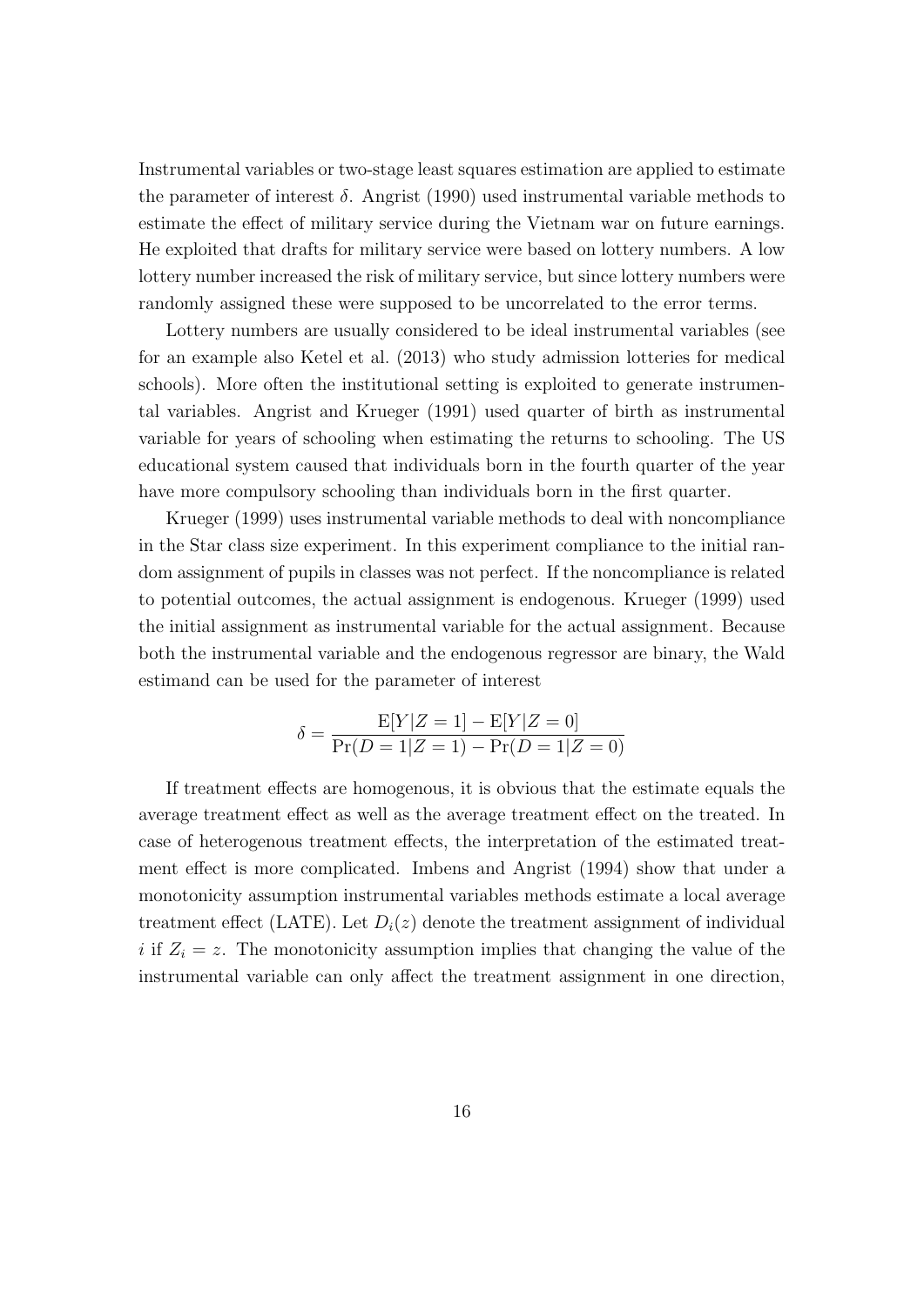Instrumental variables or two-stage least squares estimation are applied to estimate the parameter of interest $\delta$. Angrist (1990) used instrumental variable methods to estimate the effect of military service during the Vietnam war on future earnings. He exploited that drafts for military service were based on lottery numbers. A low lottery number increased the risk of military service, but since lottery numbers were randomly assigned these were supposed to be uncorrelated to the error terms.

Lottery numbers are usually considered to be ideal instrumental variables (see for an example also Ketel et al. (2013) who study admission lotteries for medical schools). More often the institutional setting is exploited to generate instrumental variables. Angrist and Krueger (1991) used quarter of birth as instrumental variable for years of schooling when estimating the returns to schooling. The US educational system caused that individuals born in the fourth quarter of the year have more compulsory schooling than individuals born in the first quarter.

Krueger (1999) uses instrumental variable methods to deal with noncompliance in the Star class size experiment. In this experiment compliance to the initial random assignment of pupils in classes was not perfect. If the noncompliance is related to potential outcomes, the actual assignment is endogenous. Krueger (1999) used the initial assignment as instrumental variable for the actual assignment. Because both the instrumental variable and the endogenous regressor are binary, the Wald estimand can be used for the parameter of interest

$$\delta = \frac{\mathrm{E}[Y|Z=1] - \mathrm{E}[Y|Z=0]}{\Pr(D=1|Z=1) - \Pr(D=1|Z=0)}$$

If treatment effects are homogenous, it is obvious that the estimate equals the average treatment effect as well as the average treatment effect on the treated. In case of heterogenous treatment effects, the interpretation of the estimated treatment effect is more complicated. Imbens and Angrist (1994) show that under a monotonicity assumption instrumental variables methods estimate a local average treatment effect (LATE). Let $D_i(z)$ denote the treatment assignment of individual $i$ if $Z_i = z$. The monotonicity assumption implies that changing the value of the instrumental variable can only affect the treatment assignment in one direction,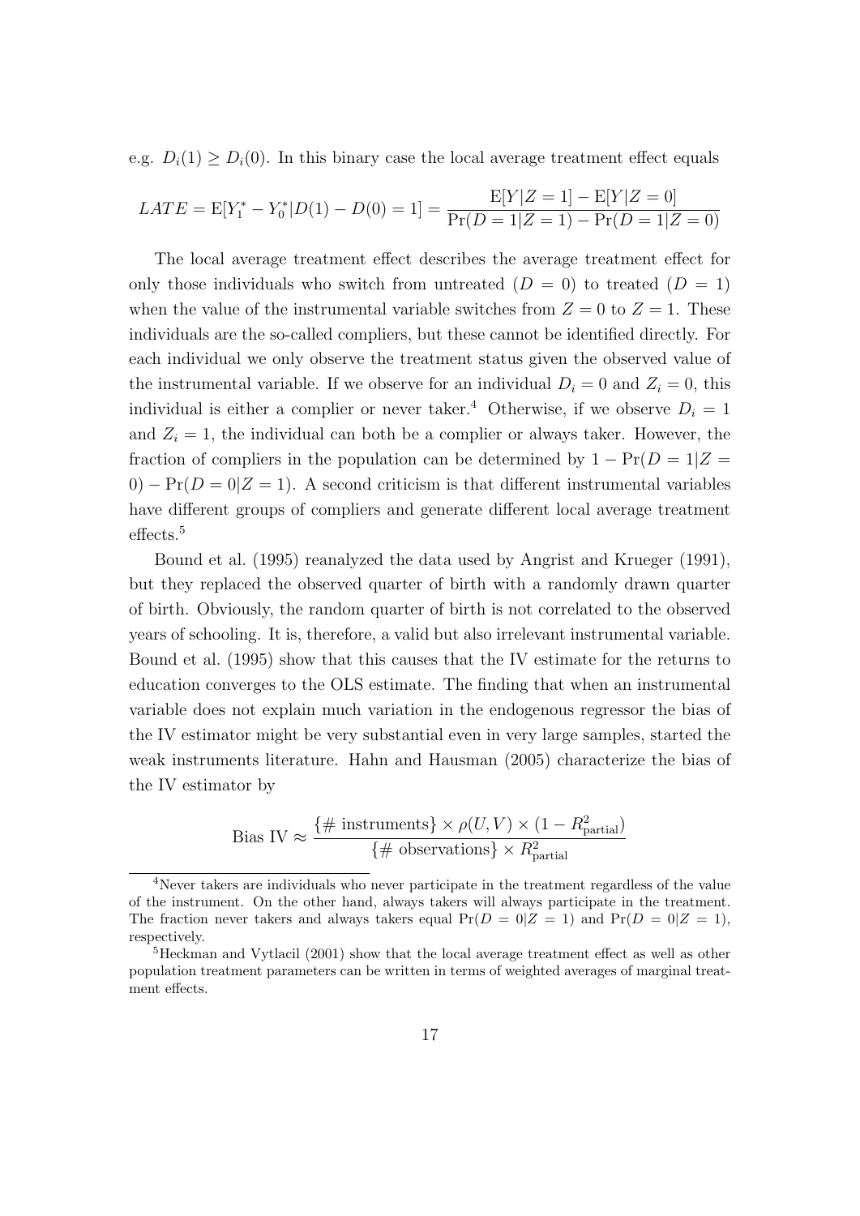e.g. $D_i(1) \geq D_i(0)$. In this binary case the local average treatment effect equals

$$LATE = \mathrm{E}[Y_1^* - Y_0^* | D(1) - D(0) = 1] = \frac{\mathrm{E}[Y|Z=1] - \mathrm{E}[Y|Z=0]}{\Pr(D=1|Z=1) - \Pr(D=1|Z=0)}$$

The local average treatment effect describes the average treatment effect for only those individuals who switch from untreated ($D = 0$) to treated ($D = 1$) when the value of the instrumental variable switches from $Z = 0$ to $Z = 1$. These individuals are the so-called compliers, but these cannot be identified directly. For each individual we only observe the treatment status given the observed value of the instrumental variable. If we observe for an individual $D_i = 0$ and $Z_i = 0$, this individual is either a complier or never taker.[4] Otherwise, if we observe $D_i = 1$ and $Z_i = 1$, the individual can both be a complier or always taker. However, the fraction of compliers in the population can be determined by $1 - \Pr(D = 1|Z = 0) - \Pr(D = 0|Z = 1)$. A second criticism is that different instrumental variables have different groups of compliers and generate different local average treatment effects.[5]

Bound et al. (1995) reanalyzed the data used by Angrist and Krueger (1991), but they replaced the observed quarter of birth with a randomly drawn quarter of birth. Obviously, the random quarter of birth is not correlated to the observed years of schooling. It is, therefore, a valid but also irrelevant instrumental variable. Bound et al. (1995) show that this causes that the IV estimate for the returns to education converges to the OLS estimate. The finding that when an instrumental variable does not explain much variation in the endogenous regressor the bias of the IV estimator might be very substantial even in very large samples, started the weak instruments literature. Hahn and Hausman (2005) characterize the bias of the IV estimator by

$$\text{Bias IV} \approx \frac{\{\#\text{ instruments}\} \times \rho(U,V) \times (1 - R^2_{\text{partial}})}{\{\#\text{ observations}\} \times R^2_{\text{partial}}}$$

[4] Never takers are individuals who never participate in the treatment regardless of the value of the instrument. On the other hand, always takers will always participate in the treatment. The fraction never takers and always takers equal $\Pr(D = 0|Z = 1)$ and $\Pr(D = 0|Z = 1)$, respectively.

[5] Heckman and Vytlacil (2001) show that the local average treatment effect as well as other population treatment parameters can be written in terms of weighted averages of marginal treatment effects.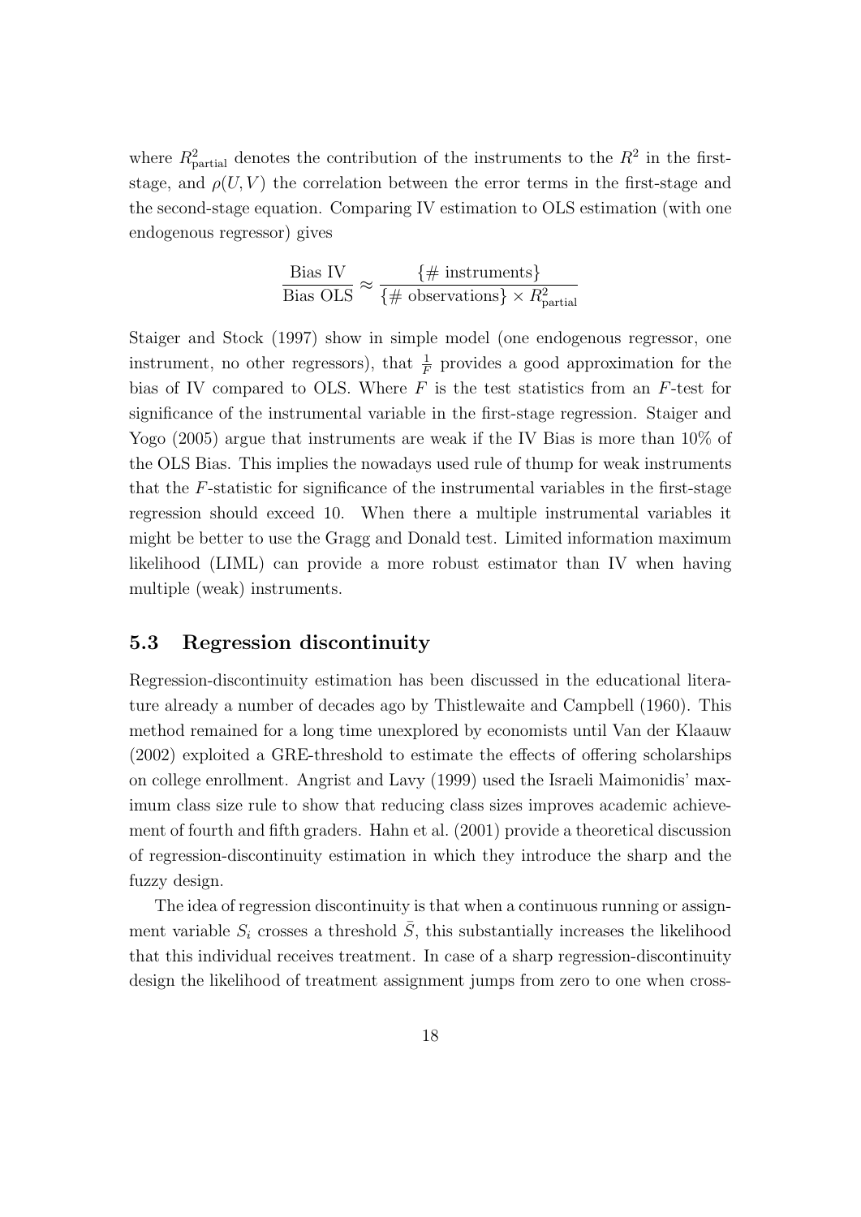where $R^2_{\text{partial}}$ denotes the contribution of the instruments to the $R^2$ in the first-stage, and $\rho(U, V)$ the correlation between the error terms in the first-stage and the second-stage equation. Comparing IV estimation to OLS estimation (with one endogenous regressor) gives

$$\frac{\text{Bias IV}}{\text{Bias OLS}} \approx \frac{\{\#\text{ instruments}\}}{\{\#\text{ observations}\} \times R^2_{\text{partial}}}$$

Staiger and Stock (1997) show in simple model (one endogenous regressor, one instrument, no other regressors), that $\frac{1}{F}$ provides a good approximation for the bias of IV compared to OLS. Where $F$ is the test statistics from an $F$-test for significance of the instrumental variable in the first-stage regression. Staiger and Yogo (2005) argue that instruments are weak if the IV Bias is more than 10% of the OLS Bias. This implies the nowadays used rule of thump for weak instruments that the $F$-statistic for significance of the instrumental variables in the first-stage regression should exceed 10. When there a multiple instrumental variables it might be better to use the Gragg and Donald test. Limited information maximum likelihood (LIML) can provide a more robust estimator than IV when having multiple (weak) instruments.

### 5.3 Regression discontinuity

Regression-discontinuity estimation has been discussed in the educational literature already a number of decades ago by Thistlewaite and Campbell (1960). This method remained for a long time unexplored by economists until Van der Klaauw (2002) exploited a GRE-threshold to estimate the effects of offering scholarships on college enrollment. Angrist and Lavy (1999) used the Israeli Maimonidis' maximum class size rule to show that reducing class sizes improves academic achievement of fourth and fifth graders. Hahn et al. (2001) provide a theoretical discussion of regression-discontinuity estimation in which they introduce the sharp and the fuzzy design.

The idea of regression discontinuity is that when a continuous running or assignment variable $S_i$ crosses a threshold $\bar{S}$, this substantially increases the likelihood that this individual receives treatment. In case of a sharp regression-discontinuity design the likelihood of treatment assignment jumps from zero to one when cross-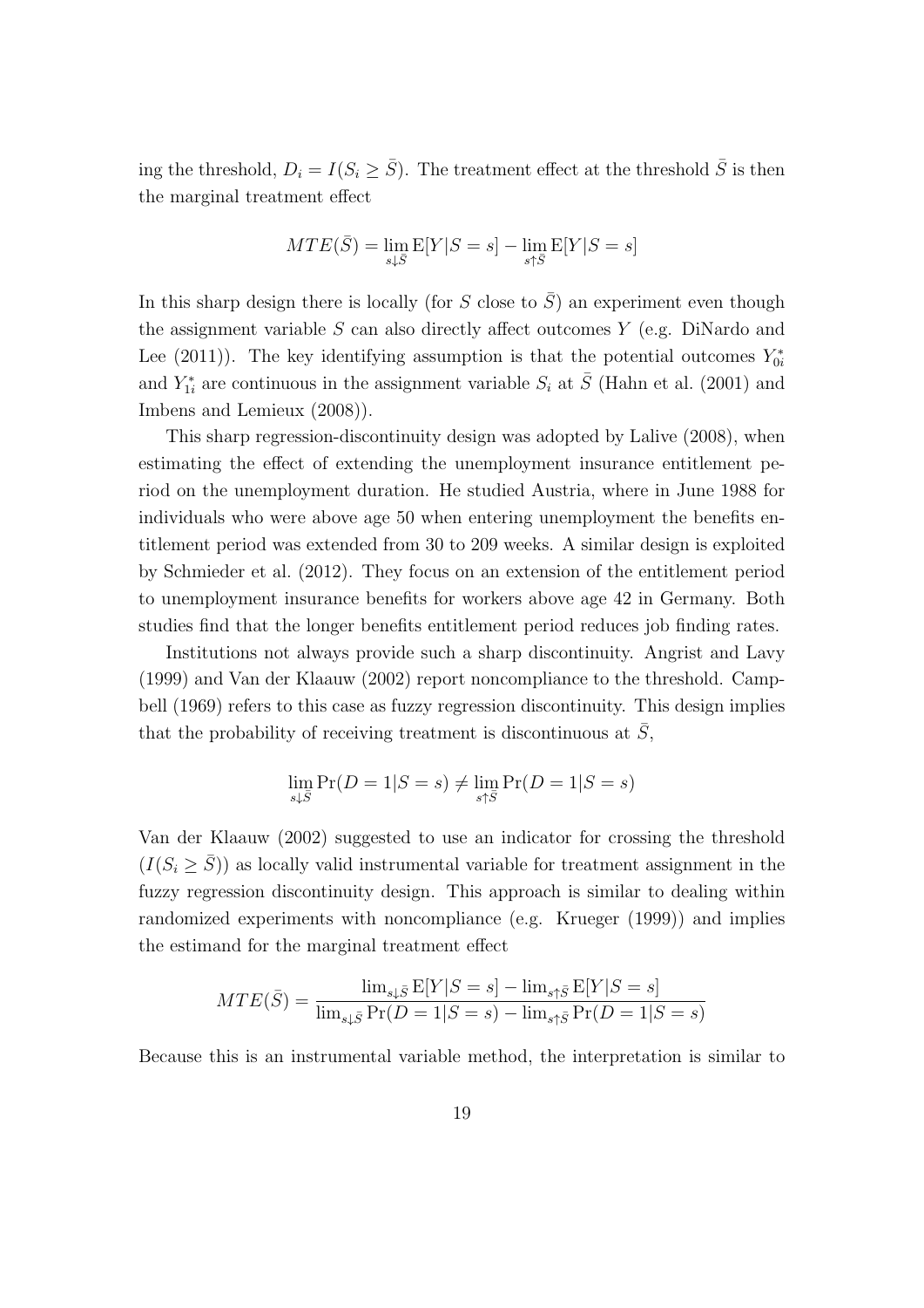ing the threshold, $D_i = I(S_i \geq \bar{S})$. The treatment effect at the threshold $\bar{S}$ is then the marginal treatment effect

$$MTE(\bar{S}) = \lim_{s \downarrow \bar{S}} \mathrm{E}[Y|S=s] - \lim_{s \uparrow \bar{S}} \mathrm{E}[Y|S=s]$$

In this sharp design there is locally (for $S$ close to $\bar{S}$) an experiment even though the assignment variable $S$ can also directly affect outcomes $Y$ (e.g. DiNardo and Lee (2011)). The key identifying assumption is that the potential outcomes $Y_{0i}^*$ and $Y_{1i}^*$ are continuous in the assignment variable $S_i$ at $\bar{S}$ (Hahn et al. (2001) and Imbens and Lemieux (2008)).

This sharp regression-discontinuity design was adopted by Lalive (2008), when estimating the effect of extending the unemployment insurance entitlement period on the unemployment duration. He studied Austria, where in June 1988 for individuals who were above age 50 when entering unemployment the benefits entitlement period was extended from 30 to 209 weeks. A similar design is exploited by Schmieder et al. (2012). They focus on an extension of the entitlement period to unemployment insurance benefits for workers above age 42 in Germany. Both studies find that the longer benefits entitlement period reduces job finding rates.

Institutions not always provide such a sharp discontinuity. Angrist and Lavy (1999) and Van der Klaauw (2002) report noncompliance to the threshold. Campbell (1969) refers to this case as fuzzy regression discontinuity. This design implies that the probability of receiving treatment is discontinuous at $\bar{S}$,

$$\lim_{s \downarrow \bar{S}} \Pr(D=1|S=s) \neq \lim_{s \uparrow \bar{S}} \Pr(D=1|S=s)$$

Van der Klaauw (2002) suggested to use an indicator for crossing the threshold $(I(S_i \geq \bar{S}))$ as locally valid instrumental variable for treatment assignment in the fuzzy regression discontinuity design. This approach is similar to dealing within randomized experiments with noncompliance (e.g. Krueger (1999)) and implies the estimand for the marginal treatment effect

$$MTE(\bar{S}) = \frac{\lim_{s \downarrow \bar{S}} \mathrm{E}[Y|S=s] - \lim_{s \uparrow \bar{S}} \mathrm{E}[Y|S=s]}{\lim_{s \downarrow \bar{S}} \Pr(D=1|S=s) - \lim_{s \uparrow \bar{S}} \Pr(D=1|S=s)}$$

Because this is an instrumental variable method, the interpretation is similar to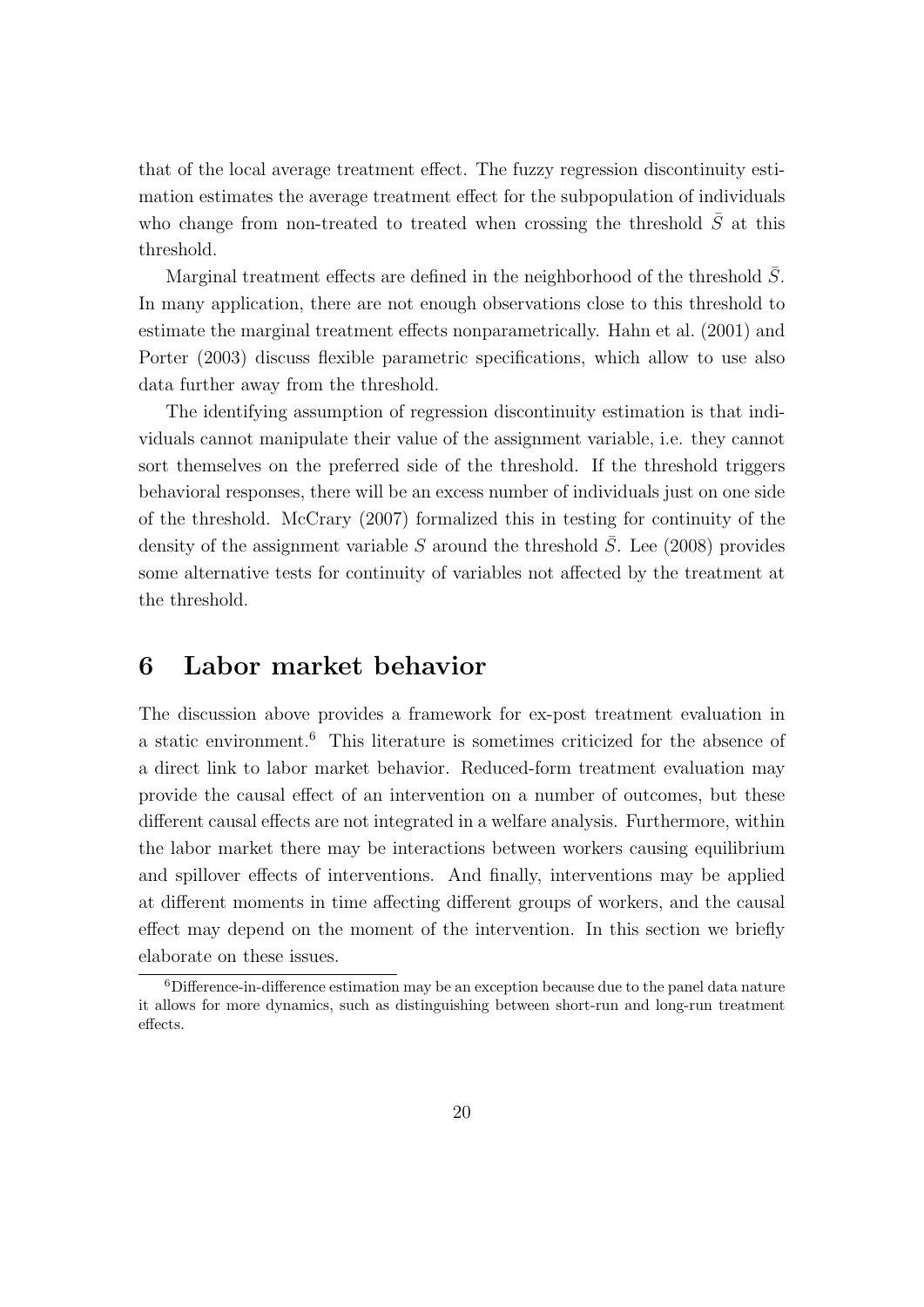that of the local average treatment effect. The fuzzy regression discontinuity estimation estimates the average treatment effect for the subpopulation of individuals who change from non-treated to treated when crossing the threshold $\bar{S}$ at this threshold.

Marginal treatment effects are defined in the neighborhood of the threshold $\bar{S}$. In many application, there are not enough observations close to this threshold to estimate the marginal treatment effects nonparametrically. Hahn et al. (2001) and Porter (2003) discuss flexible parametric specifications, which allow to use also data further away from the threshold.

The identifying assumption of regression discontinuity estimation is that individuals cannot manipulate their value of the assignment variable, i.e. they cannot sort themselves on the preferred side of the threshold. If the threshold triggers behavioral responses, there will be an excess number of individuals just on one side of the threshold. McCrary (2007) formalized this in testing for continuity of the density of the assignment variable $S$ around the threshold $\bar{S}$. Lee (2008) provides some alternative tests for continuity of variables not affected by the treatment at the threshold.

# 6 Labor market behavior

The discussion above provides a framework for ex-post treatment evaluation in a static environment.[6] This literature is sometimes criticized for the absence of a direct link to labor market behavior. Reduced-form treatment evaluation may provide the causal effect of an intervention on a number of outcomes, but these different causal effects are not integrated in a welfare analysis. Furthermore, within the labor market there may be interactions between workers causing equilibrium and spillover effects of interventions. And finally, interventions may be applied at different moments in time affecting different groups of workers, and the causal effect may depend on the moment of the intervention. In this section we briefly elaborate on these issues.

[6] Difference-in-difference estimation may be an exception because due to the panel data nature it allows for more dynamics, such as distinguishing between short-run and long-run treatment effects.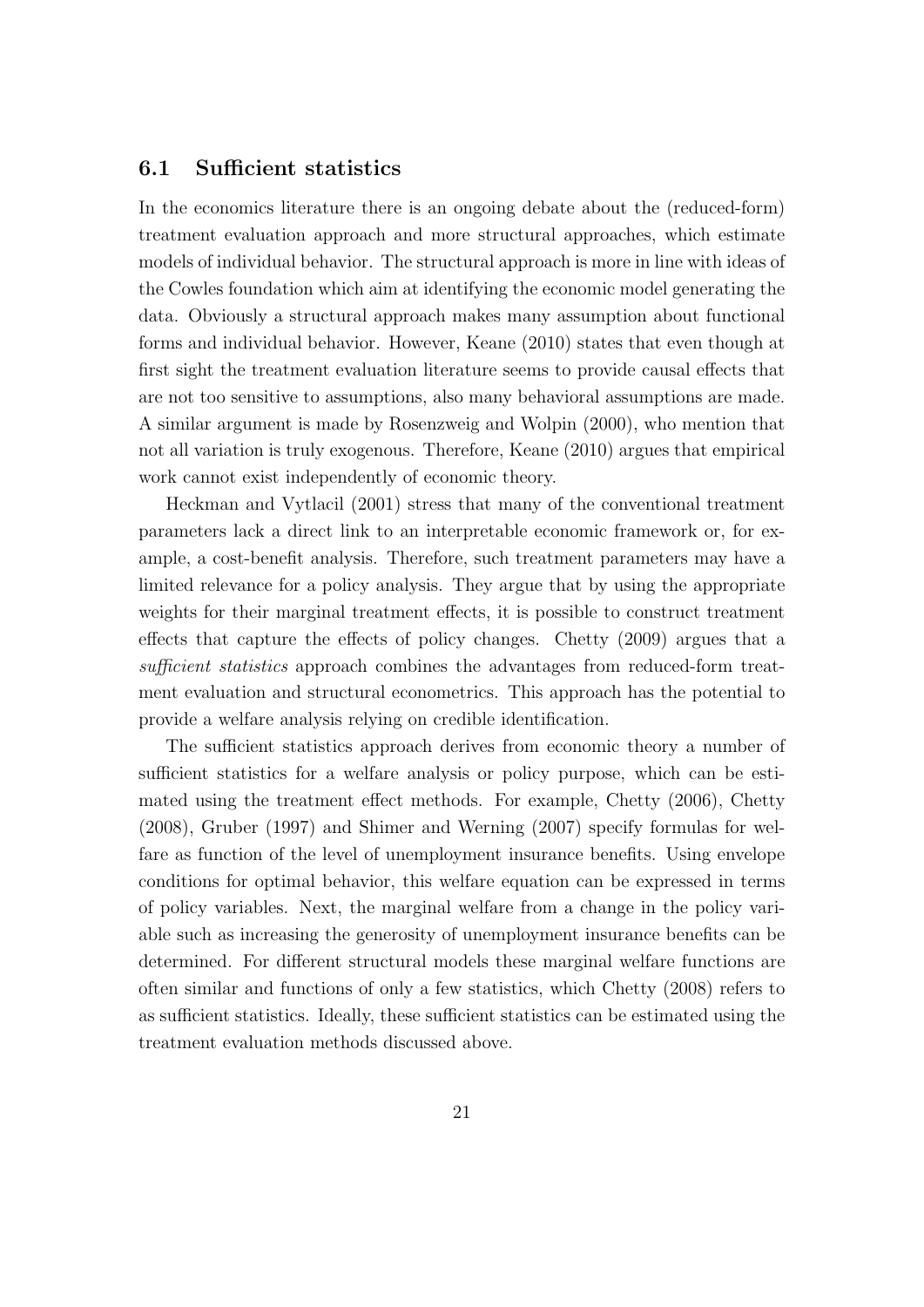### 6.1 Sufficient statistics

In the economics literature there is an ongoing debate about the (reduced-form) treatment evaluation approach and more structural approaches, which estimate models of individual behavior. The structural approach is more in line with ideas of the Cowles foundation which aim at identifying the economic model generating the data. Obviously a structural approach makes many assumption about functional forms and individual behavior. However, Keane (2010) states that even though at first sight the treatment evaluation literature seems to provide causal effects that are not too sensitive to assumptions, also many behavioral assumptions are made. A similar argument is made by Rosenzweig and Wolpin (2000), who mention that not all variation is truly exogenous. Therefore, Keane (2010) argues that empirical work cannot exist independently of economic theory.

Heckman and Vytlacil (2001) stress that many of the conventional treatment parameters lack a direct link to an interpretable economic framework or, for example, a cost-benefit analysis. Therefore, such treatment parameters may have a limited relevance for a policy analysis. They argue that by using the appropriate weights for their marginal treatment effects, it is possible to construct treatment effects that capture the effects of policy changes. Chetty (2009) argues that a *sufficient statistics* approach combines the advantages from reduced-form treatment evaluation and structural econometrics. This approach has the potential to provide a welfare analysis relying on credible identification.

The sufficient statistics approach derives from economic theory a number of sufficient statistics for a welfare analysis or policy purpose, which can be estimated using the treatment effect methods. For example, Chetty (2006), Chetty (2008), Gruber (1997) and Shimer and Werning (2007) specify formulas for welfare as function of the level of unemployment insurance benefits. Using envelope conditions for optimal behavior, this welfare equation can be expressed in terms of policy variables. Next, the marginal welfare from a change in the policy variable such as increasing the generosity of unemployment insurance benefits can be determined. For different structural models these marginal welfare functions are often similar and functions of only a few statistics, which Chetty (2008) refers to as sufficient statistics. Ideally, these sufficient statistics can be estimated using the treatment evaluation methods discussed above.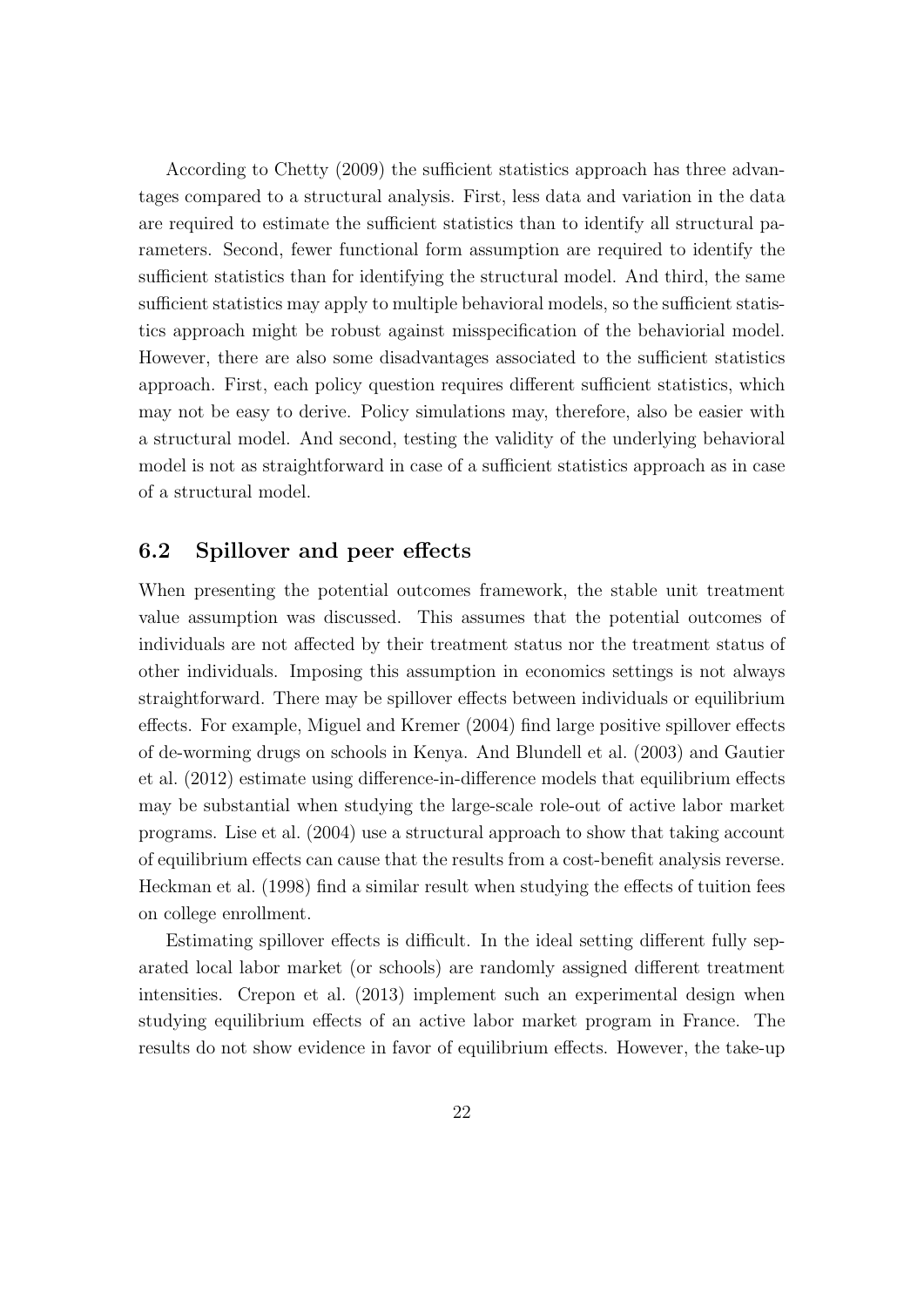According to Chetty (2009) the sufficient statistics approach has three advantages compared to a structural analysis. First, less data and variation in the data are required to estimate the sufficient statistics than to identify all structural parameters. Second, fewer functional form assumption are required to identify the sufficient statistics than for identifying the structural model. And third, the same sufficient statistics may apply to multiple behavioral models, so the sufficient statistics approach might be robust against misspecification of the behaviorial model. However, there are also some disadvantages associated to the sufficient statistics approach. First, each policy question requires different sufficient statistics, which may not be easy to derive. Policy simulations may, therefore, also be easier with a structural model. And second, testing the validity of the underlying behavioral model is not as straightforward in case of a sufficient statistics approach as in case of a structural model.

### 6.2 Spillover and peer effects

When presenting the potential outcomes framework, the stable unit treatment value assumption was discussed. This assumes that the potential outcomes of individuals are not affected by their treatment status nor the treatment status of other individuals. Imposing this assumption in economics settings is not always straightforward. There may be spillover effects between individuals or equilibrium effects. For example, Miguel and Kremer (2004) find large positive spillover effects of de-worming drugs on schools in Kenya. And Blundell et al. (2003) and Gautier et al. (2012) estimate using difference-in-difference models that equilibrium effects may be substantial when studying the large-scale role-out of active labor market programs. Lise et al. (2004) use a structural approach to show that taking account of equilibrium effects can cause that the results from a cost-benefit analysis reverse. Heckman et al. (1998) find a similar result when studying the effects of tuition fees on college enrollment.

Estimating spillover effects is difficult. In the ideal setting different fully separated local labor market (or schools) are randomly assigned different treatment intensities. Crepon et al. (2013) implement such an experimental design when studying equilibrium effects of an active labor market program in France. The results do not show evidence in favor of equilibrium effects. However, the take-up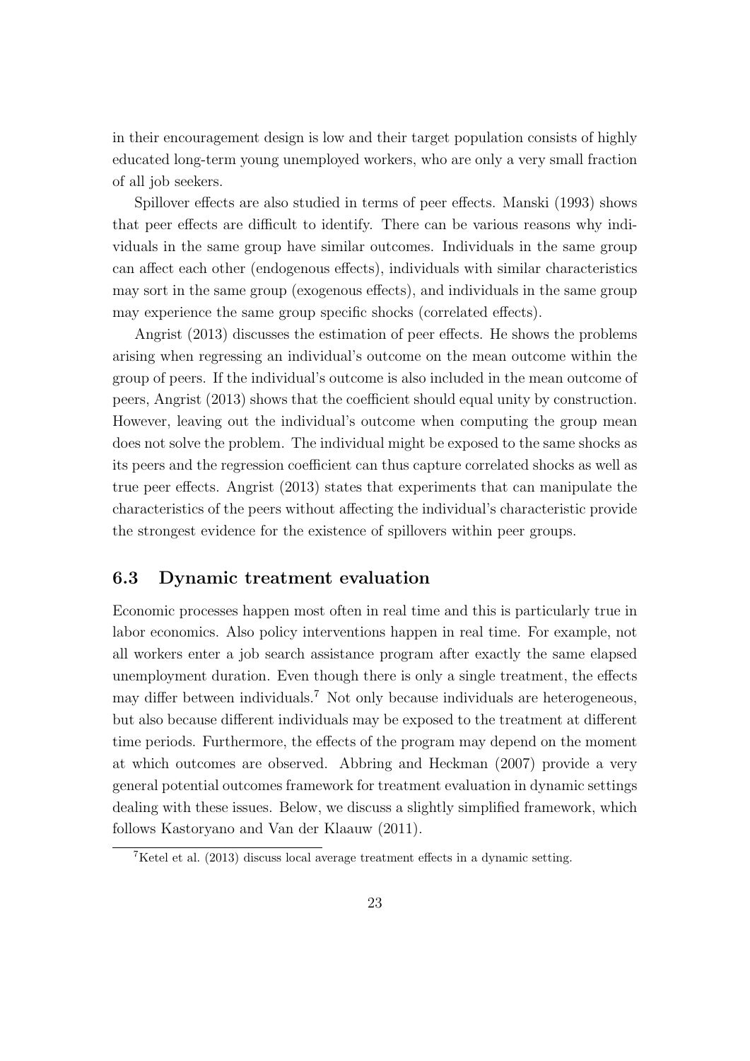in their encouragement design is low and their target population consists of highly educated long-term young unemployed workers, who are only a very small fraction of all job seekers.

Spillover effects are also studied in terms of peer effects. Manski (1993) shows that peer effects are difficult to identify. There can be various reasons why individuals in the same group have similar outcomes. Individuals in the same group can affect each other (endogenous effects), individuals with similar characteristics may sort in the same group (exogenous effects), and individuals in the same group may experience the same group specific shocks (correlated effects).

Angrist (2013) discusses the estimation of peer effects. He shows the problems arising when regressing an individual's outcome on the mean outcome within the group of peers. If the individual's outcome is also included in the mean outcome of peers, Angrist (2013) shows that the coefficient should equal unity by construction. However, leaving out the individual's outcome when computing the group mean does not solve the problem. The individual might be exposed to the same shocks as its peers and the regression coefficient can thus capture correlated shocks as well as true peer effects. Angrist (2013) states that experiments that can manipulate the characteristics of the peers without affecting the individual's characteristic provide the strongest evidence for the existence of spillovers within peer groups.

### 6.3 Dynamic treatment evaluation

Economic processes happen most often in real time and this is particularly true in labor economics. Also policy interventions happen in real time. For example, not all workers enter a job search assistance program after exactly the same elapsed unemployment duration. Even though there is only a single treatment, the effects may differ between individuals.[7] Not only because individuals are heterogeneous, but also because different individuals may be exposed to the treatment at different time periods. Furthermore, the effects of the program may depend on the moment at which outcomes are observed. Abbring and Heckman (2007) provide a very general potential outcomes framework for treatment evaluation in dynamic settings dealing with these issues. Below, we discuss a slightly simplified framework, which follows Kastoryano and Van der Klaauw (2011).

[7] Ketel et al. (2013) discuss local average treatment effects in a dynamic setting.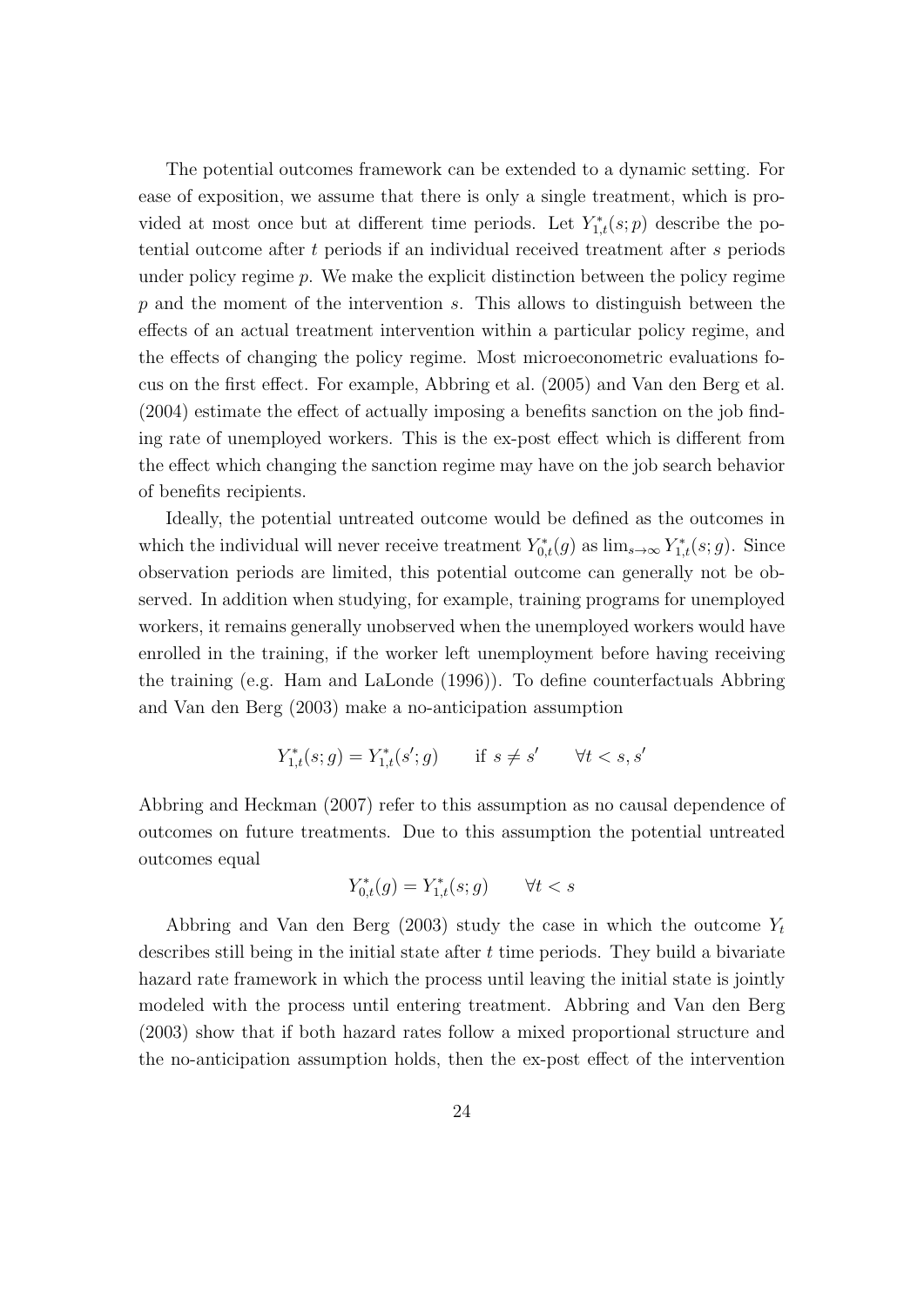The potential outcomes framework can be extended to a dynamic setting. For ease of exposition, we assume that there is only a single treatment, which is provided at most once but at different time periods. Let $Y^*_{1,t}(s;p)$ describe the potential outcome after $t$ periods if an individual received treatment after $s$ periods under policy regime $p$. We make the explicit distinction between the policy regime $p$ and the moment of the intervention $s$. This allows to distinguish between the effects of an actual treatment intervention within a particular policy regime, and the effects of changing the policy regime. Most microeconometric evaluations focus on the first effect. For example, Abbring et al. (2005) and Van den Berg et al. (2004) estimate the effect of actually imposing a benefits sanction on the job finding rate of unemployed workers. This is the ex-post effect which is different from the effect which changing the sanction regime may have on the job search behavior of benefits recipients.

Ideally, the potential untreated outcome would be defined as the outcomes in which the individual will never receive treatment $Y^*_{0,t}(g)$ as $\lim_{s\to\infty} Y^*_{1,t}(s;g)$. Since observation periods are limited, this potential outcome can generally not be observed. In addition when studying, for example, training programs for unemployed workers, it remains generally unobserved when the unemployed workers would have enrolled in the training, if the worker left unemployment before having receiving the training (e.g. Ham and LaLonde (1996)). To define counterfactuals Abbring and Van den Berg (2003) make a no-anticipation assumption

$$Y^*_{1,t}(s;g) = Y^*_{1,t}(s';g) \qquad \text{if } s \neq s' \qquad \forall t < s, s'$$

Abbring and Heckman (2007) refer to this assumption as no causal dependence of outcomes on future treatments. Due to this assumption the potential untreated outcomes equal

$$Y^*_{0,t}(g) = Y^*_{1,t}(s;g) \qquad \forall t < s$$

Abbring and Van den Berg (2003) study the case in which the outcome $Y_t$ describes still being in the initial state after $t$ time periods. They build a bivariate hazard rate framework in which the process until leaving the initial state is jointly modeled with the process until entering treatment. Abbring and Van den Berg (2003) show that if both hazard rates follow a mixed proportional structure and the no-anticipation assumption holds, then the ex-post effect of the intervention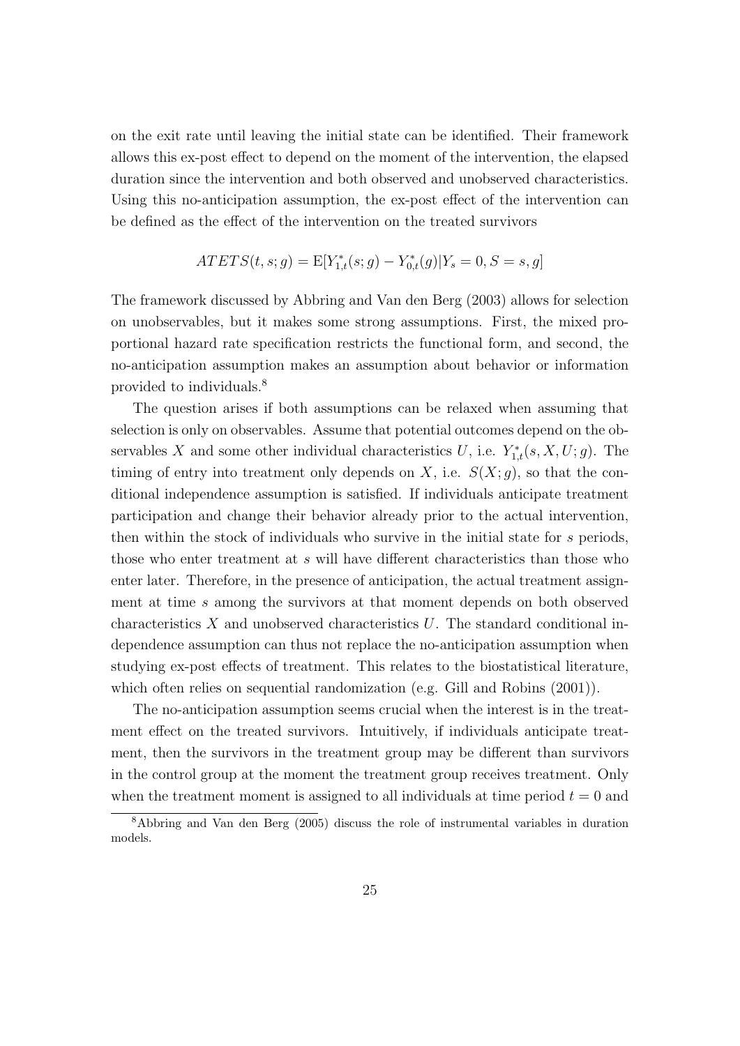on the exit rate until leaving the initial state can be identified. Their framework allows this ex-post effect to depend on the moment of the intervention, the elapsed duration since the intervention and both observed and unobserved characteristics. Using this no-anticipation assumption, the ex-post effect of the intervention can be defined as the effect of the intervention on the treated survivors

$$ATETS(t, s; g) = \mathrm{E}[Y_{1,t}^*(s; g) - Y_{0,t}^*(g) | Y_s = 0, S = s, g]$$

The framework discussed by Abbring and Van den Berg (2003) allows for selection on unobservables, but it makes some strong assumptions. First, the mixed proportional hazard rate specification restricts the functional form, and second, the no-anticipation assumption makes an assumption about behavior or information provided to individuals.[8]

The question arises if both assumptions can be relaxed when assuming that selection is only on observables. Assume that potential outcomes depend on the observables $X$ and some other individual characteristics $U$, i.e. $Y_{1,t}^*(s, X, U; g)$. The timing of entry into treatment only depends on $X$, i.e. $S(X; g)$, so that the conditional independence assumption is satisfied. If individuals anticipate treatment participation and change their behavior already prior to the actual intervention, then within the stock of individuals who survive in the initial state for $s$ periods, those who enter treatment at $s$ will have different characteristics than those who enter later. Therefore, in the presence of anticipation, the actual treatment assignment at time $s$ among the survivors at that moment depends on both observed characteristics $X$ and unobserved characteristics $U$. The standard conditional independence assumption can thus not replace the no-anticipation assumption when studying ex-post effects of treatment. This relates to the biostatistical literature, which often relies on sequential randomization (e.g. Gill and Robins (2001)).

The no-anticipation assumption seems crucial when the interest is in the treatment effect on the treated survivors. Intuitively, if individuals anticipate treatment, then the survivors in the treatment group may be different than survivors in the control group at the moment the treatment group receives treatment. Only when the treatment moment is assigned to all individuals at time period $t = 0$ and

[8] Abbring and Van den Berg (2005) discuss the role of instrumental variables in duration models.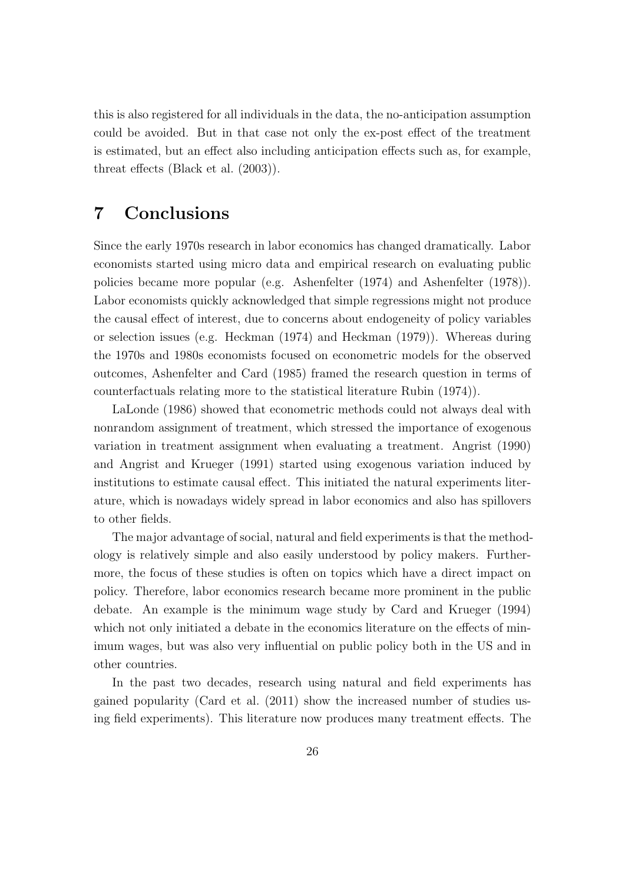this is also registered for all individuals in the data, the no-anticipation assumption could be avoided. But in that case not only the ex-post effect of the treatment is estimated, but an effect also including anticipation effects such as, for example, threat effects (Black et al. (2003)).

# 7 Conclusions

Since the early 1970s research in labor economics has changed dramatically. Labor economists started using micro data and empirical research on evaluating public policies became more popular (e.g. Ashenfelter (1974) and Ashenfelter (1978)). Labor economists quickly acknowledged that simple regressions might not produce the causal effect of interest, due to concerns about endogeneity of policy variables or selection issues (e.g. Heckman (1974) and Heckman (1979)). Whereas during the 1970s and 1980s economists focused on econometric models for the observed outcomes, Ashenfelter and Card (1985) framed the research question in terms of counterfactuals relating more to the statistical literature Rubin (1974)).

LaLonde (1986) showed that econometric methods could not always deal with nonrandom assignment of treatment, which stressed the importance of exogenous variation in treatment assignment when evaluating a treatment. Angrist (1990) and Angrist and Krueger (1991) started using exogenous variation induced by institutions to estimate causal effect. This initiated the natural experiments literature, which is nowadays widely spread in labor economics and also has spillovers to other fields.

The major advantage of social, natural and field experiments is that the methodology is relatively simple and also easily understood by policy makers. Furthermore, the focus of these studies is often on topics which have a direct impact on policy. Therefore, labor economics research became more prominent in the public debate. An example is the minimum wage study by Card and Krueger (1994) which not only initiated a debate in the economics literature on the effects of minimum wages, but was also very influential on public policy both in the US and in other countries.

In the past two decades, research using natural and field experiments has gained popularity (Card et al. (2011) show the increased number of studies using field experiments). This literature now produces many treatment effects. The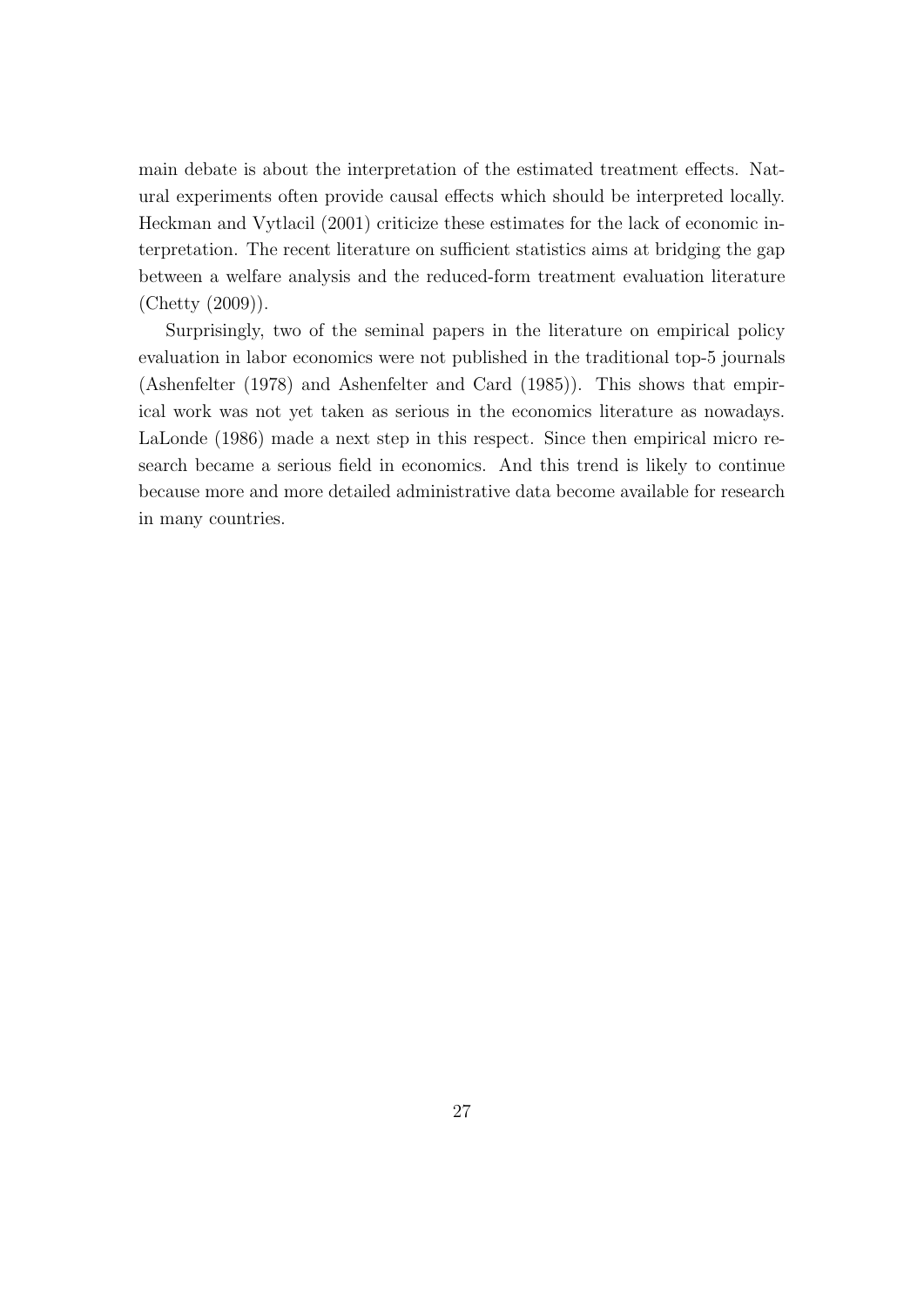main debate is about the interpretation of the estimated treatment effects. Natural experiments often provide causal effects which should be interpreted locally. Heckman and Vytlacil (2001) criticize these estimates for the lack of economic interpretation. The recent literature on sufficient statistics aims at bridging the gap between a welfare analysis and the reduced-form treatment evaluation literature (Chetty (2009)).

Surprisingly, two of the seminal papers in the literature on empirical policy evaluation in labor economics were not published in the traditional top-5 journals (Ashenfelter (1978) and Ashenfelter and Card (1985)). This shows that empirical work was not yet taken as serious in the economics literature as nowadays. LaLonde (1986) made a next step in this respect. Since then empirical micro research became a serious field in economics. And this trend is likely to continue because more and more detailed administrative data become available for research in many countries.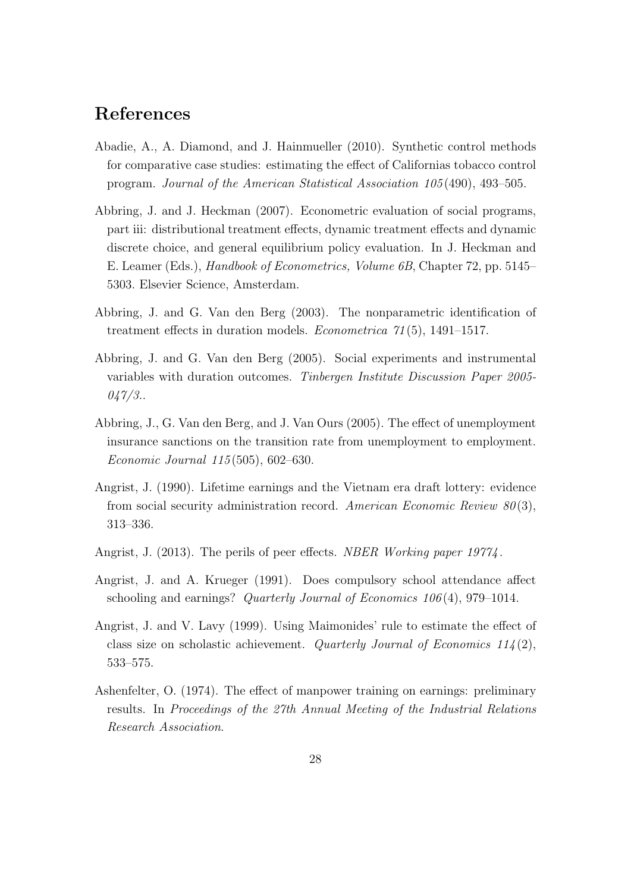## References

Abadie, A., A. Diamond, and J. Hainmueller (2010). Synthetic control methods for comparative case studies: estimating the effect of Californias tobacco control program. *Journal of the American Statistical Association 105*(490), 493–505.

Abbring, J. and J. Heckman (2007). Econometric evaluation of social programs, part iii: distributional treatment effects, dynamic treatment effects and dynamic discrete choice, and general equilibrium policy evaluation. In J. Heckman and E. Leamer (Eds.), *Handbook of Econometrics, Volume 6B*, Chapter 72, pp. 5145–5303. Elsevier Science, Amsterdam.

Abbring, J. and G. Van den Berg (2003). The nonparametric identification of treatment effects in duration models. *Econometrica 71*(5), 1491–1517.

Abbring, J. and G. Van den Berg (2005). Social experiments and instrumental variables with duration outcomes. *Tinbergen Institute Discussion Paper 2005-047/3.*.

Abbring, J., G. Van den Berg, and J. Van Ours (2005). The effect of unemployment insurance sanctions on the transition rate from unemployment to employment. *Economic Journal 115*(505), 602–630.

Angrist, J. (1990). Lifetime earnings and the Vietnam era draft lottery: evidence from social security administration record. *American Economic Review 80*(3), 313–336.

Angrist, J. (2013). The perils of peer effects. *NBER Working paper 19774*.

Angrist, J. and A. Krueger (1991). Does compulsory school attendance affect schooling and earnings? *Quarterly Journal of Economics 106*(4), 979–1014.

Angrist, J. and V. Lavy (1999). Using Maimonides' rule to estimate the effect of class size on scholastic achievement. *Quarterly Journal of Economics 114*(2), 533–575.

Ashenfelter, O. (1974). The effect of manpower training on earnings: preliminary results. In *Proceedings of the 27th Annual Meeting of the Industrial Relations Research Association.*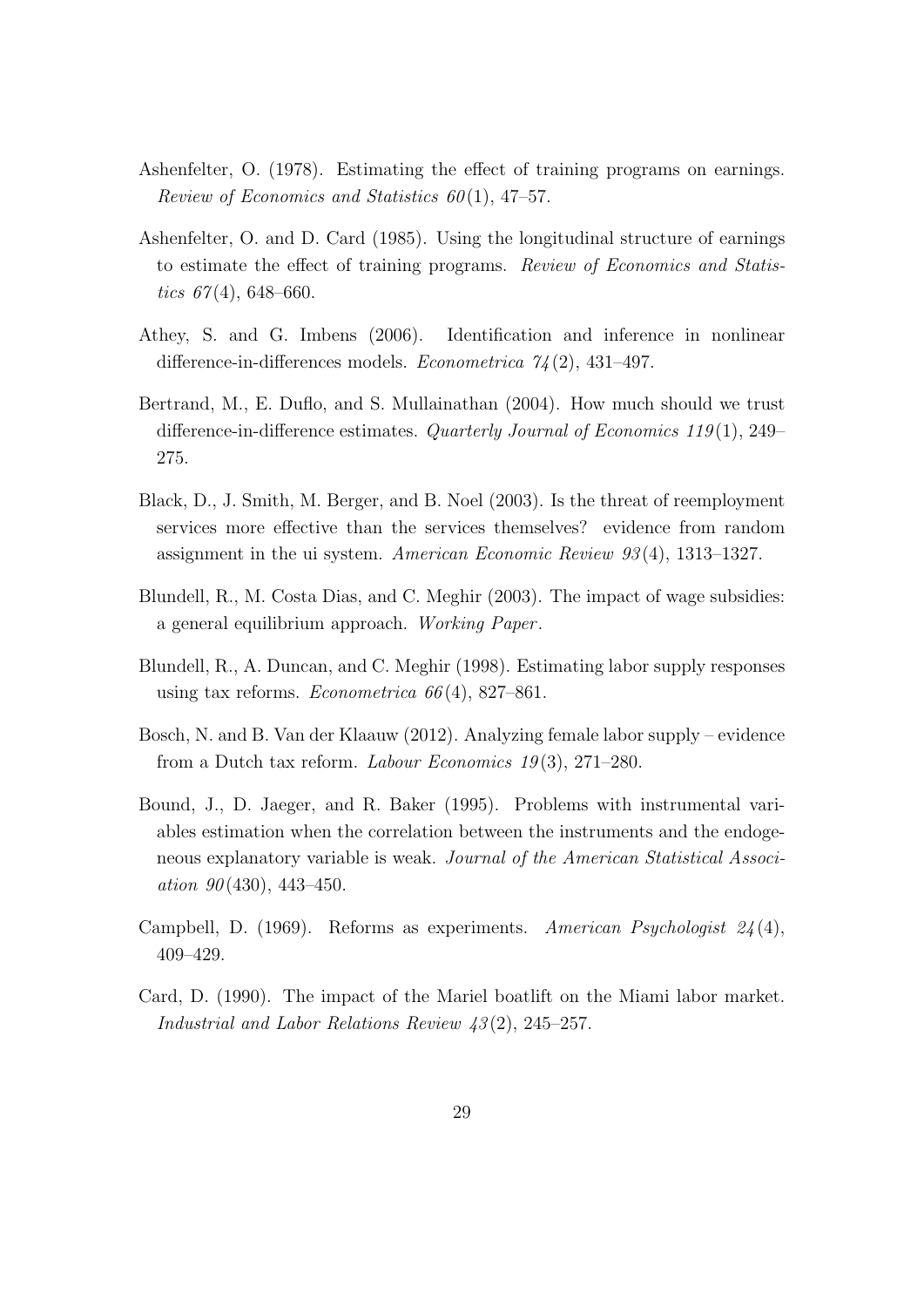Ashenfelter, O. (1978). Estimating the effect of training programs on earnings. *Review of Economics and Statistics 60*(1), 47–57.

Ashenfelter, O. and D. Card (1985). Using the longitudinal structure of earnings to estimate the effect of training programs. *Review of Economics and Statistics 67*(4), 648–660.

Athey, S. and G. Imbens (2006). Identification and inference in nonlinear difference-in-differences models. *Econometrica 74*(2), 431–497.

Bertrand, M., E. Duflo, and S. Mullainathan (2004). How much should we trust difference-in-difference estimates. *Quarterly Journal of Economics 119*(1), 249–275.

Black, D., J. Smith, M. Berger, and B. Noel (2003). Is the threat of reemployment services more effective than the services themselves? evidence from random assignment in the ui system. *American Economic Review 93*(4), 1313–1327.

Blundell, R., M. Costa Dias, and C. Meghir (2003). The impact of wage subsidies: a general equilibrium approach. *Working Paper*.

Blundell, R., A. Duncan, and C. Meghir (1998). Estimating labor supply responses using tax reforms. *Econometrica 66*(4), 827–861.

Bosch, N. and B. Van der Klaauw (2012). Analyzing female labor supply – evidence from a Dutch tax reform. *Labour Economics 19*(3), 271–280.

Bound, J., D. Jaeger, and R. Baker (1995). Problems with instrumental variables estimation when the correlation between the instruments and the endogeneous explanatory variable is weak. *Journal of the American Statistical Association 90*(430), 443–450.

Campbell, D. (1969). Reforms as experiments. *American Psychologist 24*(4), 409–429.

Card, D. (1990). The impact of the Mariel boatlift on the Miami labor market. *Industrial and Labor Relations Review 43*(2), 245–257.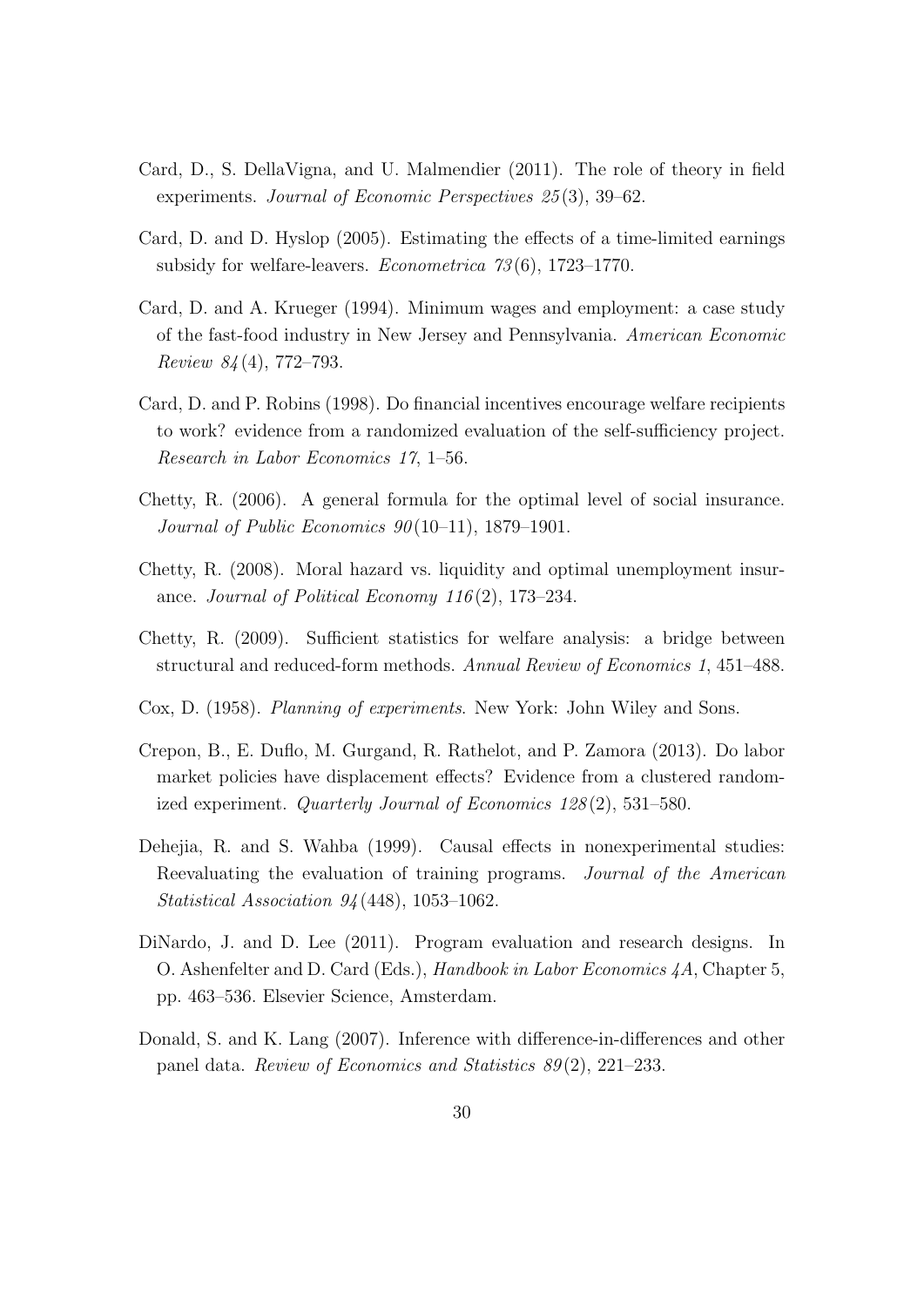Card, D., S. DellaVigna, and U. Malmendier (2011). The role of theory in field experiments. *Journal of Economic Perspectives 25*(3), 39–62.

Card, D. and D. Hyslop (2005). Estimating the effects of a time-limited earnings subsidy for welfare-leavers. *Econometrica 73*(6), 1723–1770.

Card, D. and A. Krueger (1994). Minimum wages and employment: a case study of the fast-food industry in New Jersey and Pennsylvania. *American Economic Review 84*(4), 772–793.

Card, D. and P. Robins (1998). Do financial incentives encourage welfare recipients to work? evidence from a randomized evaluation of the self-sufficiency project. *Research in Labor Economics 17*, 1–56.

Chetty, R. (2006). A general formula for the optimal level of social insurance. *Journal of Public Economics 90*(10–11), 1879–1901.

Chetty, R. (2008). Moral hazard vs. liquidity and optimal unemployment insurance. *Journal of Political Economy 116*(2), 173–234.

Chetty, R. (2009). Sufficient statistics for welfare analysis: a bridge between structural and reduced-form methods. *Annual Review of Economics 1*, 451–488.

Cox, D. (1958). *Planning of experiments*. New York: John Wiley and Sons.

Crepon, B., E. Duflo, M. Gurgand, R. Rathelot, and P. Zamora (2013). Do labor market policies have displacement effects? Evidence from a clustered randomized experiment. *Quarterly Journal of Economics 128*(2), 531–580.

Dehejia, R. and S. Wahba (1999). Causal effects in nonexperimental studies: Reevaluating the evaluation of training programs. *Journal of the American Statistical Association 94*(448), 1053–1062.

DiNardo, J. and D. Lee (2011). Program evaluation and research designs. In O. Ashenfelter and D. Card (Eds.), *Handbook in Labor Economics 4A*, Chapter 5, pp. 463–536. Elsevier Science, Amsterdam.

Donald, S. and K. Lang (2007). Inference with difference-in-differences and other panel data. *Review of Economics and Statistics 89*(2), 221–233.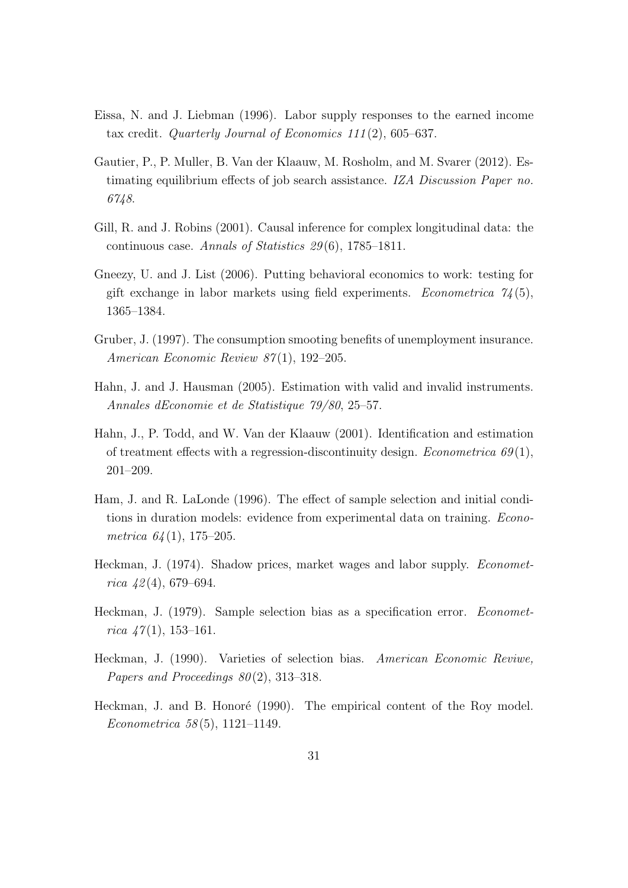Eissa, N. and J. Liebman (1996). Labor supply responses to the earned income tax credit. *Quarterly Journal of Economics 111*(2), 605–637.

Gautier, P., P. Muller, B. Van der Klaauw, M. Rosholm, and M. Svarer (2012). Estimating equilibrium effects of job search assistance. *IZA Discussion Paper no. 6748*.

Gill, R. and J. Robins (2001). Causal inference for complex longitudinal data: the continuous case. *Annals of Statistics 29*(6), 1785–1811.

Gneezy, U. and J. List (2006). Putting behavioral economics to work: testing for gift exchange in labor markets using field experiments. *Econometrica 74*(5), 1365–1384.

Gruber, J. (1997). The consumption smooting benefits of unemployment insurance. *American Economic Review 87*(1), 192–205.

Hahn, J. and J. Hausman (2005). Estimation with valid and invalid instruments. *Annales dEconomie et de Statistique 79/80*, 25–57.

Hahn, J., P. Todd, and W. Van der Klaauw (2001). Identification and estimation of treatment effects with a regression-discontinuity design. *Econometrica 69*(1), 201–209.

Ham, J. and R. LaLonde (1996). The effect of sample selection and initial conditions in duration models: evidence from experimental data on training. *Econometrica 64*(1), 175–205.

Heckman, J. (1974). Shadow prices, market wages and labor supply. *Econometrica 42*(4), 679–694.

Heckman, J. (1979). Sample selection bias as a specification error. *Econometrica 47*(1), 153–161.

Heckman, J. (1990). Varieties of selection bias. *American Economic Reviwe, Papers and Proceedings 80*(2), 313–318.

Heckman, J. and B. Honoré (1990). The empirical content of the Roy model. *Econometrica 58*(5), 1121–1149.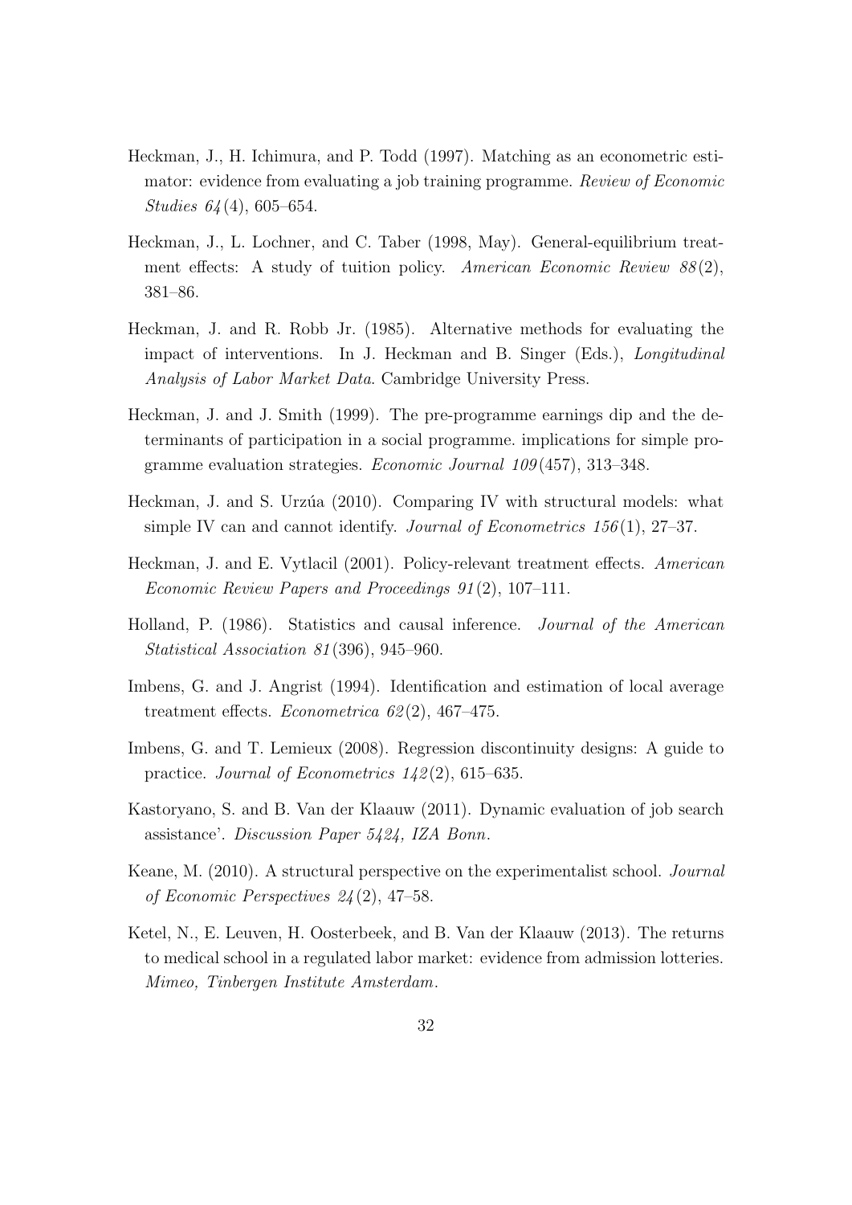Heckman, J., H. Ichimura, and P. Todd (1997). Matching as an econometric estimator: evidence from evaluating a job training programme. *Review of Economic Studies 64*(4), 605–654.

Heckman, J., L. Lochner, and C. Taber (1998, May). General-equilibrium treatment effects: A study of tuition policy. *American Economic Review 88*(2), 381–86.

Heckman, J. and R. Robb Jr. (1985). Alternative methods for evaluating the impact of interventions. In J. Heckman and B. Singer (Eds.), *Longitudinal Analysis of Labor Market Data*. Cambridge University Press.

Heckman, J. and J. Smith (1999). The pre-programme earnings dip and the determinants of participation in a social programme. implications for simple programme evaluation strategies. *Economic Journal 109*(457), 313–348.

Heckman, J. and S. Urzúa (2010). Comparing IV with structural models: what simple IV can and cannot identify. *Journal of Econometrics 156*(1), 27–37.

Heckman, J. and E. Vytlacil (2001). Policy-relevant treatment effects. *American Economic Review Papers and Proceedings 91*(2), 107–111.

Holland, P. (1986). Statistics and causal inference. *Journal of the American Statistical Association 81*(396), 945–960.

Imbens, G. and J. Angrist (1994). Identification and estimation of local average treatment effects. *Econometrica 62*(2), 467–475.

Imbens, G. and T. Lemieux (2008). Regression discontinuity designs: A guide to practice. *Journal of Econometrics 142*(2), 615–635.

Kastoryano, S. and B. Van der Klaauw (2011). Dynamic evaluation of job search assistance'. *Discussion Paper 5424, IZA Bonn*.

Keane, M. (2010). A structural perspective on the experimentalist school. *Journal of Economic Perspectives 24*(2), 47–58.

Ketel, N., E. Leuven, H. Oosterbeek, and B. Van der Klaauw (2013). The returns to medical school in a regulated labor market: evidence from admission lotteries. *Mimeo, Tinbergen Institute Amsterdam*.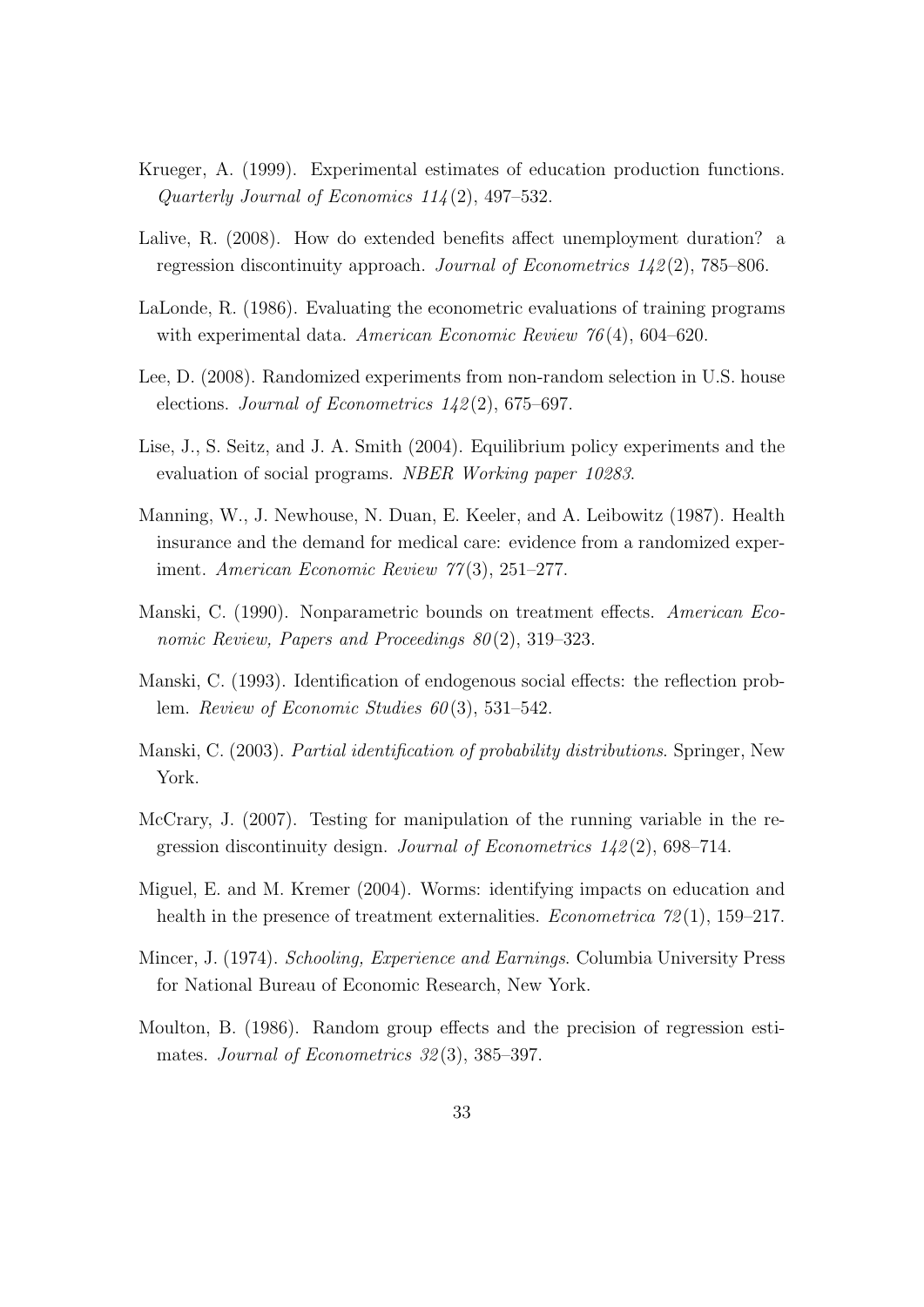Krueger, A. (1999). Experimental estimates of education production functions. *Quarterly Journal of Economics 114*(2), 497–532.

Lalive, R. (2008). How do extended benefits affect unemployment duration? a regression discontinuity approach. *Journal of Econometrics 142*(2), 785–806.

LaLonde, R. (1986). Evaluating the econometric evaluations of training programs with experimental data. *American Economic Review 76*(4), 604–620.

Lee, D. (2008). Randomized experiments from non-random selection in U.S. house elections. *Journal of Econometrics 142*(2), 675–697.

Lise, J., S. Seitz, and J. A. Smith (2004). Equilibrium policy experiments and the evaluation of social programs. *NBER Working paper 10283*.

Manning, W., J. Newhouse, N. Duan, E. Keeler, and A. Leibowitz (1987). Health insurance and the demand for medical care: evidence from a randomized experiment. *American Economic Review 77*(3), 251–277.

Manski, C. (1990). Nonparametric bounds on treatment effects. *American Economic Review, Papers and Proceedings 80*(2), 319–323.

Manski, C. (1993). Identification of endogenous social effects: the reflection problem. *Review of Economic Studies 60*(3), 531–542.

Manski, C. (2003). *Partial identification of probability distributions*. Springer, New York.

McCrary, J. (2007). Testing for manipulation of the running variable in the regression discontinuity design. *Journal of Econometrics 142*(2), 698–714.

Miguel, E. and M. Kremer (2004). Worms: identifying impacts on education and health in the presence of treatment externalities. *Econometrica 72*(1), 159–217.

Mincer, J. (1974). *Schooling, Experience and Earnings*. Columbia University Press for National Bureau of Economic Research, New York.

Moulton, B. (1986). Random group effects and the precision of regression estimates. *Journal of Econometrics 32*(3), 385–397.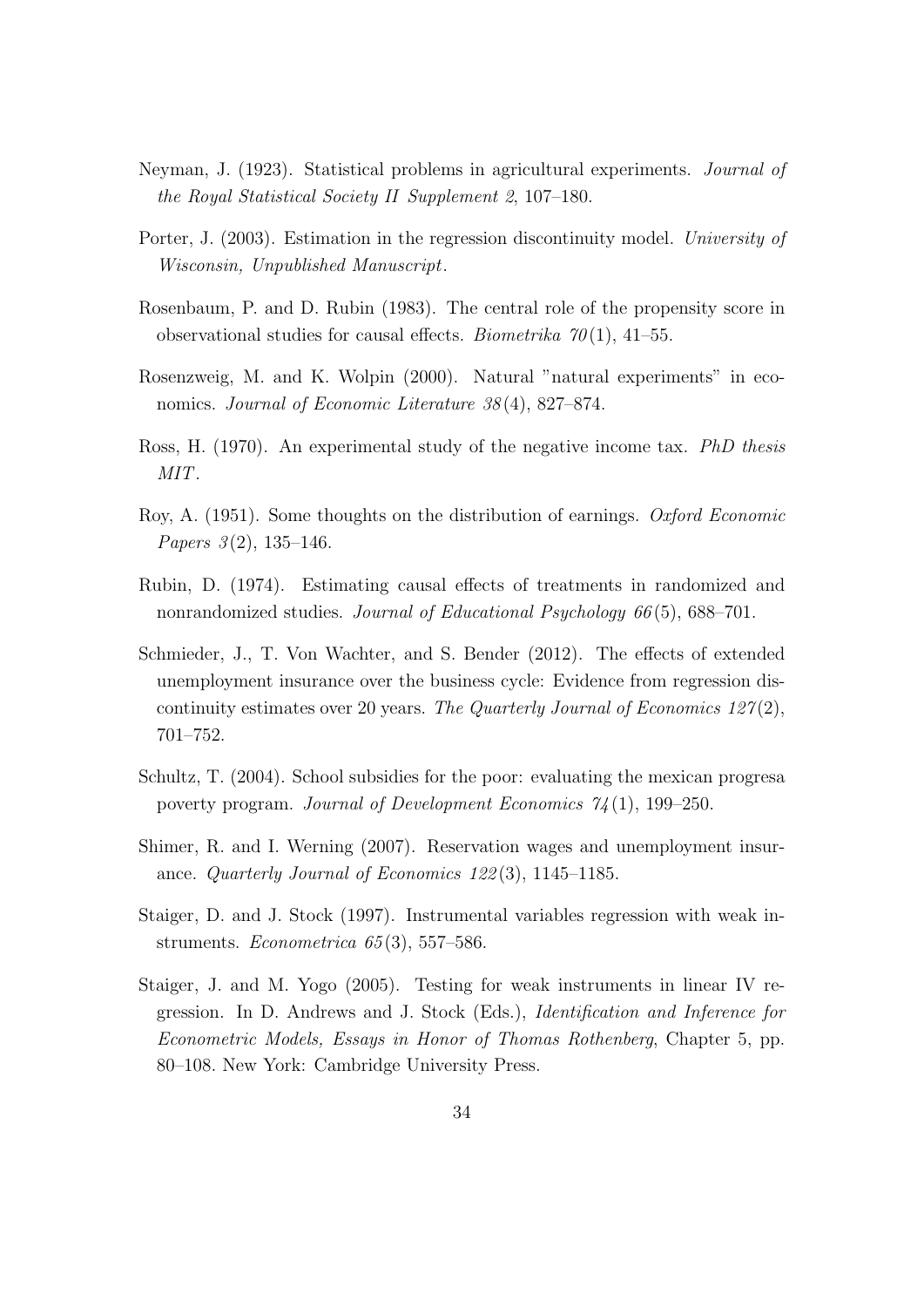Neyman, J. (1923). Statistical problems in agricultural experiments. *Journal of the Royal Statistical Society II Supplement 2*, 107–180.

Porter, J. (2003). Estimation in the regression discontinuity model. *University of Wisconsin, Unpublished Manuscript*.

Rosenbaum, P. and D. Rubin (1983). The central role of the propensity score in observational studies for causal effects. *Biometrika 70*(1), 41–55.

Rosenzweig, M. and K. Wolpin (2000). Natural "natural experiments" in economics. *Journal of Economic Literature 38*(4), 827–874.

Ross, H. (1970). An experimental study of the negative income tax. *PhD thesis MIT*.

Roy, A. (1951). Some thoughts on the distribution of earnings. *Oxford Economic Papers 3*(2), 135–146.

Rubin, D. (1974). Estimating causal effects of treatments in randomized and nonrandomized studies. *Journal of Educational Psychology 66*(5), 688–701.

Schmieder, J., T. Von Wachter, and S. Bender (2012). The effects of extended unemployment insurance over the business cycle: Evidence from regression discontinuity estimates over 20 years. *The Quarterly Journal of Economics 127*(2), 701–752.

Schultz, T. (2004). School subsidies for the poor: evaluating the mexican progresa poverty program. *Journal of Development Economics 74*(1), 199–250.

Shimer, R. and I. Werning (2007). Reservation wages and unemployment insurance. *Quarterly Journal of Economics 122*(3), 1145–1185.

Staiger, D. and J. Stock (1997). Instrumental variables regression with weak instruments. *Econometrica 65*(3), 557–586.

Staiger, J. and M. Yogo (2005). Testing for weak instruments in linear IV regression. In D. Andrews and J. Stock (Eds.), *Identification and Inference for Econometric Models, Essays in Honor of Thomas Rothenberg*, Chapter 5, pp. 80–108. New York: Cambridge University Press.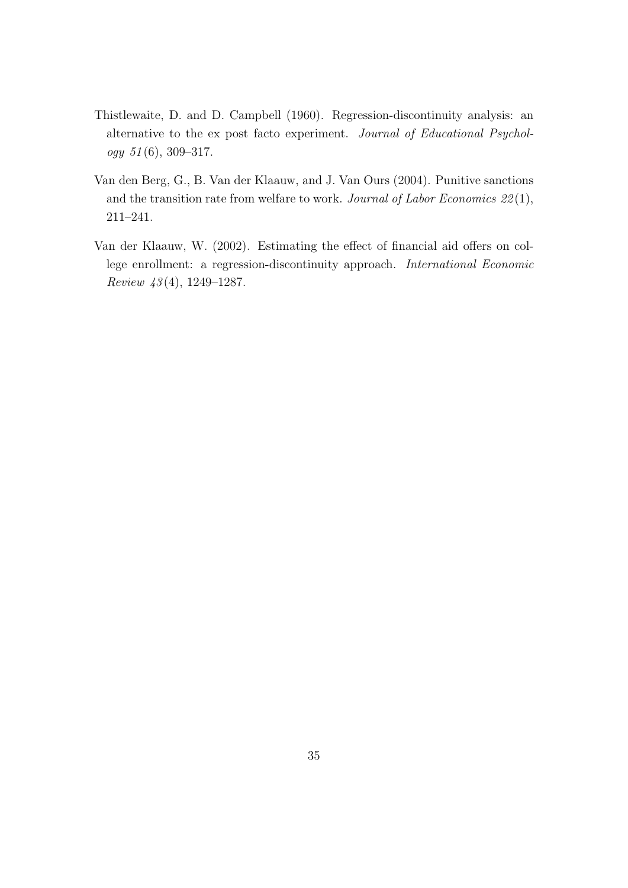Thistlewaite, D. and D. Campbell (1960). Regression-discontinuity analysis: an alternative to the ex post facto experiment. *Journal of Educational Psychology 51*(6), 309–317.

Van den Berg, G., B. Van der Klaauw, and J. Van Ours (2004). Punitive sanctions and the transition rate from welfare to work. *Journal of Labor Economics 22*(1), 211–241.

Van der Klaauw, W. (2002). Estimating the effect of financial aid offers on college enrollment: a regression-discontinuity approach. *International Economic Review 43*(4), 1249–1287.